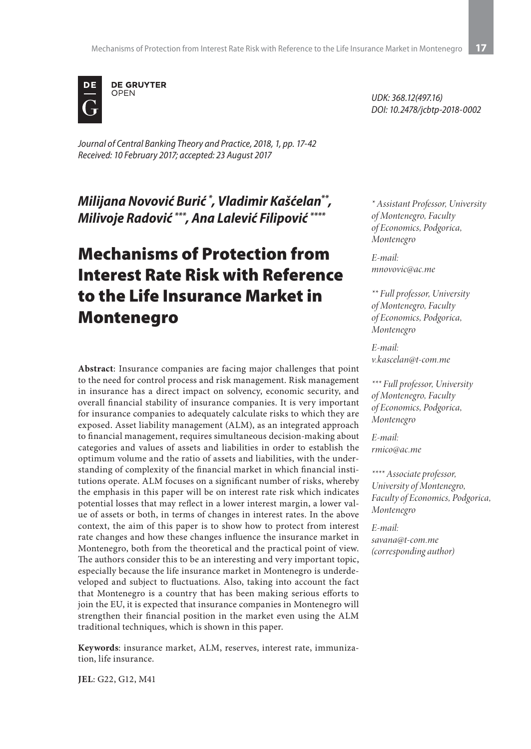UDK: 368.12(497.16)
DOI: 10.2478/jcbtp-2018-0002

*Journal of Central Banking Theory and Practice, 2018, 1, pp. 17-42*
*Received: 10 February 2017; accepted: 23 August 2017*

***Milijana Novović Burić [*], Vladimir Kašćelan [**], Milivoje Radović [***], Ana Lalević Filipović [****]***

# Mechanisms of Protection from Interest Rate Risk with Reference to the Life Insurance Market in Montenegro

**Abstract**: Insurance companies are facing major challenges that point to the need for control process and risk management. Risk management in insurance has a direct impact on solvency, economic security, and overall financial stability of insurance companies. It is very important for insurance companies to adequately calculate risks to which they are exposed. Asset liability management (ALM), as an integrated approach to financial management, requires simultaneous decision-making about categories and values of assets and liabilities in order to establish the optimum volume and the ratio of assets and liabilities, with the understanding of complexity of the financial market in which financial institutions operate. ALM focuses on a significant number of risks, whereby the emphasis in this paper will be on interest rate risk which indicates potential losses that may reflect in a lower interest margin, a lower value of assets or both, in terms of changes in interest rates. In the above context, the aim of this paper is to show how to protect from interest rate changes and how these changes influence the insurance market in Montenegro, both from the theoretical and the practical point of view. The authors consider this to be an interesting and very important topic, especially because the life insurance market in Montenegro is underdeveloped and subject to fluctuations. Also, taking into account the fact that Montenegro is a country that has been making serious efforts to join the EU, it is expected that insurance companies in Montenegro will strengthen their financial position in the market even using the ALM traditional techniques, which is shown in this paper.

**Keywords**: insurance market, ALM, reserves, interest rate, immunization, life insurance.

**JEL**: G22, G12, M41

*[*] Assistant Professor, University of Montenegro, Faculty of Economics, Podgorica, Montenegro*

*E-mail: mnovovic@ac.me*

*[**] Full professor, University of Montenegro, Faculty of Economics, Podgorica, Montenegro*

*E-mail: v.kascelan@t-com.me*

*[***] Full professor, University of Montenegro, Faculty of Economics, Podgorica, Montenegro*

*E-mail: rmico@ac.me*

*[****] Associate professor, University of Montenegro, Faculty of Economics, Podgorica, Montenegro*

*E-mail: savana@t-com.me (corresponding author)*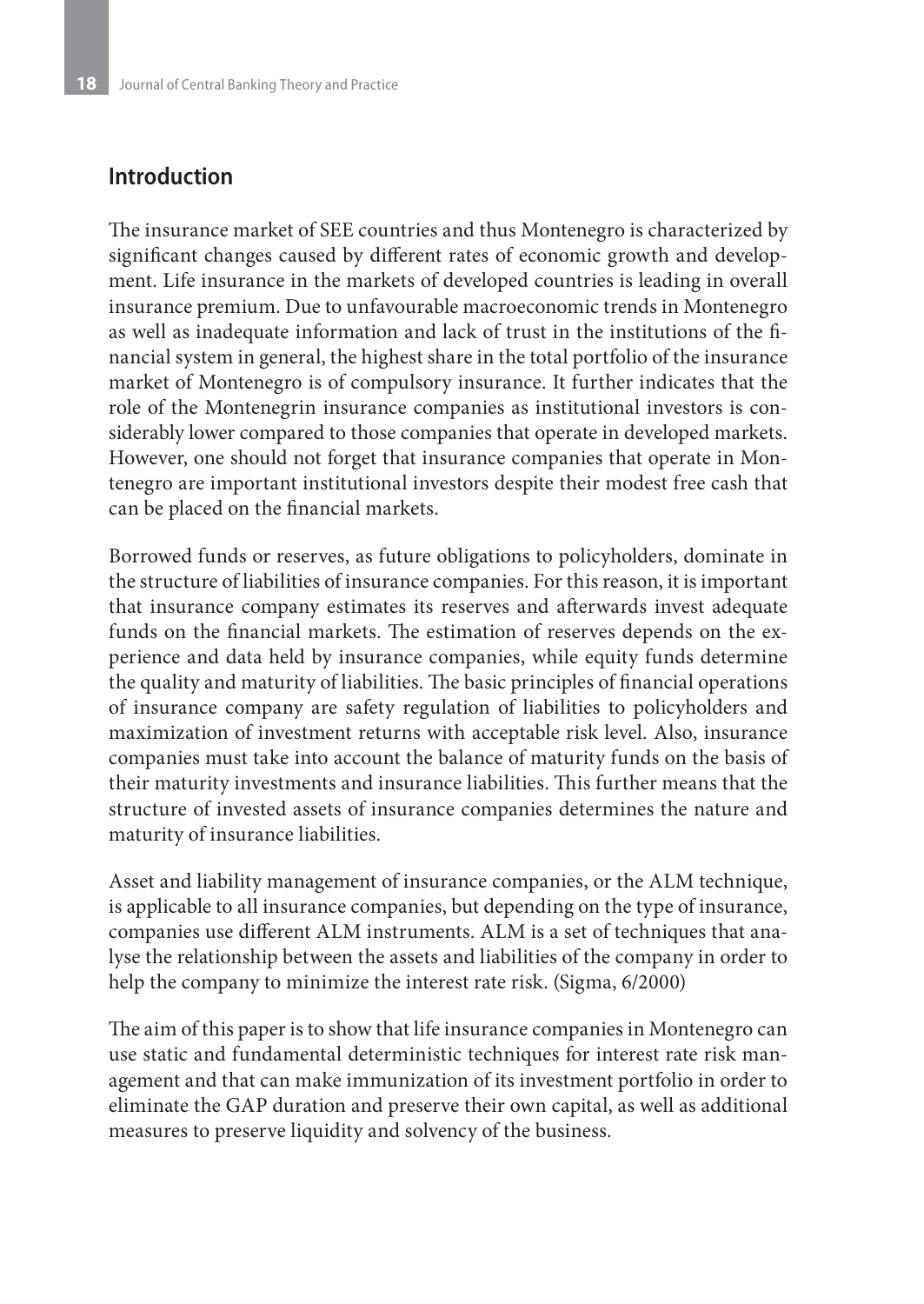## Introduction

The insurance market of SEE countries and thus Montenegro is characterized by significant changes caused by different rates of economic growth and development. Life insurance in the markets of developed countries is leading in overall insurance premium. Due to unfavourable macroeconomic trends in Montenegro as well as inadequate information and lack of trust in the institutions of the financial system in general, the highest share in the total portfolio of the insurance market of Montenegro is of compulsory insurance. It further indicates that the role of the Montenegrin insurance companies as institutional investors is considerably lower compared to those companies that operate in developed markets. However, one should not forget that insurance companies that operate in Montenegro are important institutional investors despite their modest free cash that can be placed on the financial markets.

Borrowed funds or reserves, as future obligations to policyholders, dominate in the structure of liabilities of insurance companies. For this reason, it is important that insurance company estimates its reserves and afterwards invest adequate funds on the financial markets. The estimation of reserves depends on the experience and data held by insurance companies, while equity funds determine the quality and maturity of liabilities. The basic principles of financial operations of insurance company are safety regulation of liabilities to policyholders and maximization of investment returns with acceptable risk level. Also, insurance companies must take into account the balance of maturity funds on the basis of their maturity investments and insurance liabilities. This further means that the structure of invested assets of insurance companies determines the nature and maturity of insurance liabilities.

Asset and liability management of insurance companies, or the ALM technique, is applicable to all insurance companies, but depending on the type of insurance, companies use different ALM instruments. ALM is a set of techniques that analyse the relationship between the assets and liabilities of the company in order to help the company to minimize the interest rate risk. (Sigma, 6/2000)

The aim of this paper is to show that life insurance companies in Montenegro can use static and fundamental deterministic techniques for interest rate risk management and that can make immunization of its investment portfolio in order to eliminate the GAP duration and preserve their own capital, as well as additional measures to preserve liquidity and solvency of the business.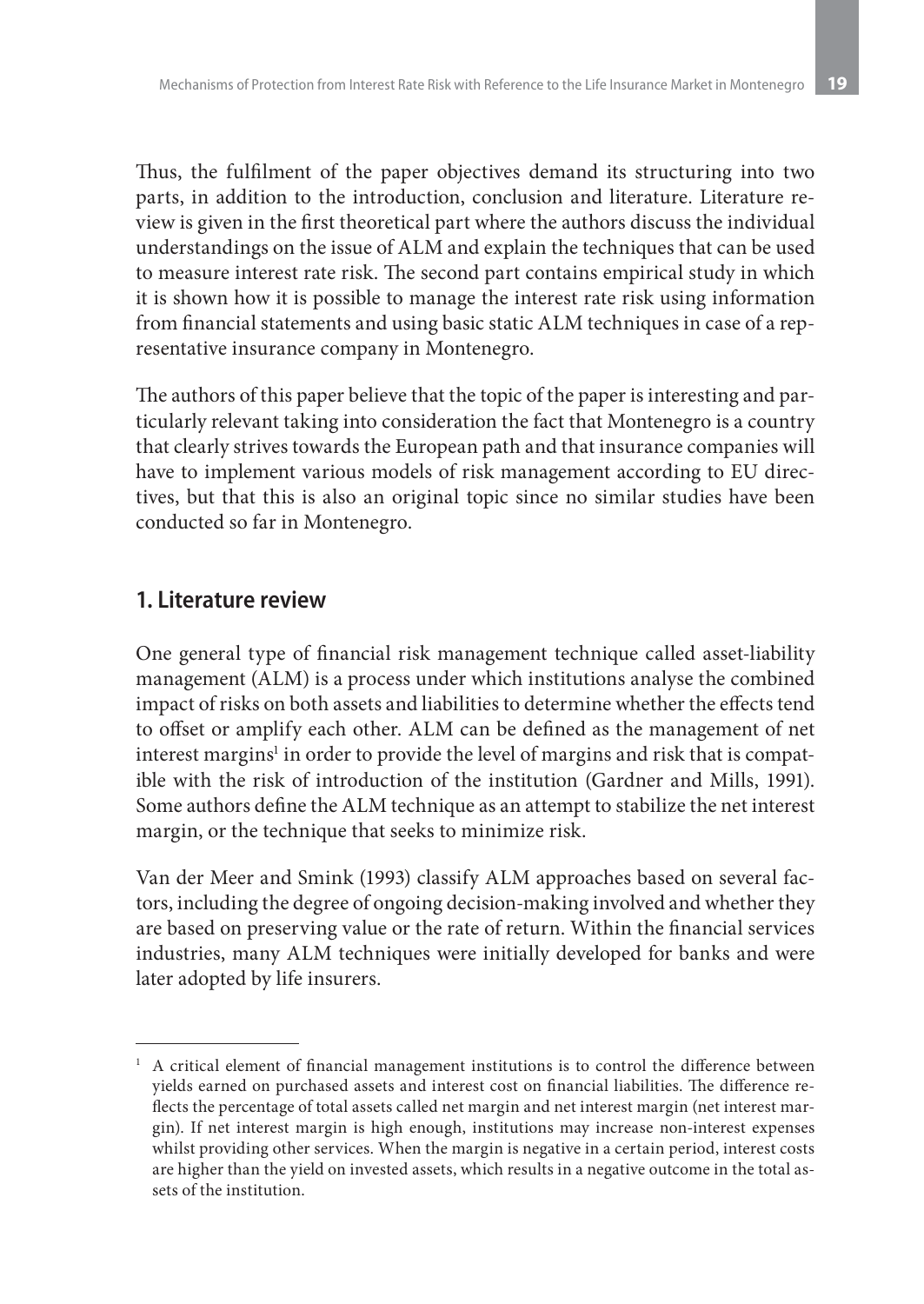Thus, the fulfilment of the paper objectives demand its structuring into two parts, in addition to the introduction, conclusion and literature. Literature review is given in the first theoretical part where the authors discuss the individual understandings on the issue of ALM and explain the techniques that can be used to measure interest rate risk. The second part contains empirical study in which it is shown how it is possible to manage the interest rate risk using information from financial statements and using basic static ALM techniques in case of a representative insurance company in Montenegro.

The authors of this paper believe that the topic of the paper is interesting and particularly relevant taking into consideration the fact that Montenegro is a country that clearly strives towards the European path and that insurance companies will have to implement various models of risk management according to EU directives, but that this is also an original topic since no similar studies have been conducted so far in Montenegro.

## 1. Literature review

One general type of financial risk management technique called asset-liability management (ALM) is a process under which institutions analyse the combined impact of risks on both assets and liabilities to determine whether the effects tend to offset or amplify each other. ALM can be defined as the management of net interest margins[1] in order to provide the level of margins and risk that is compatible with the risk of introduction of the institution (Gardner and Mills, 1991). Some authors define the ALM technique as an attempt to stabilize the net interest margin, or the technique that seeks to minimize risk.

Van der Meer and Smink (1993) classify ALM approaches based on several factors, including the degree of ongoing decision-making involved and whether they are based on preserving value or the rate of return. Within the financial services industries, many ALM techniques were initially developed for banks and were later adopted by life insurers.

---

[1] A critical element of financial management institutions is to control the difference between yields earned on purchased assets and interest cost on financial liabilities. The difference reflects the percentage of total assets called net margin and net interest margin (net interest margin). If net interest margin is high enough, institutions may increase non-interest expenses whilst providing other services. When the margin is negative in a certain period, interest costs are higher than the yield on invested assets, which results in a negative outcome in the total assets of the institution.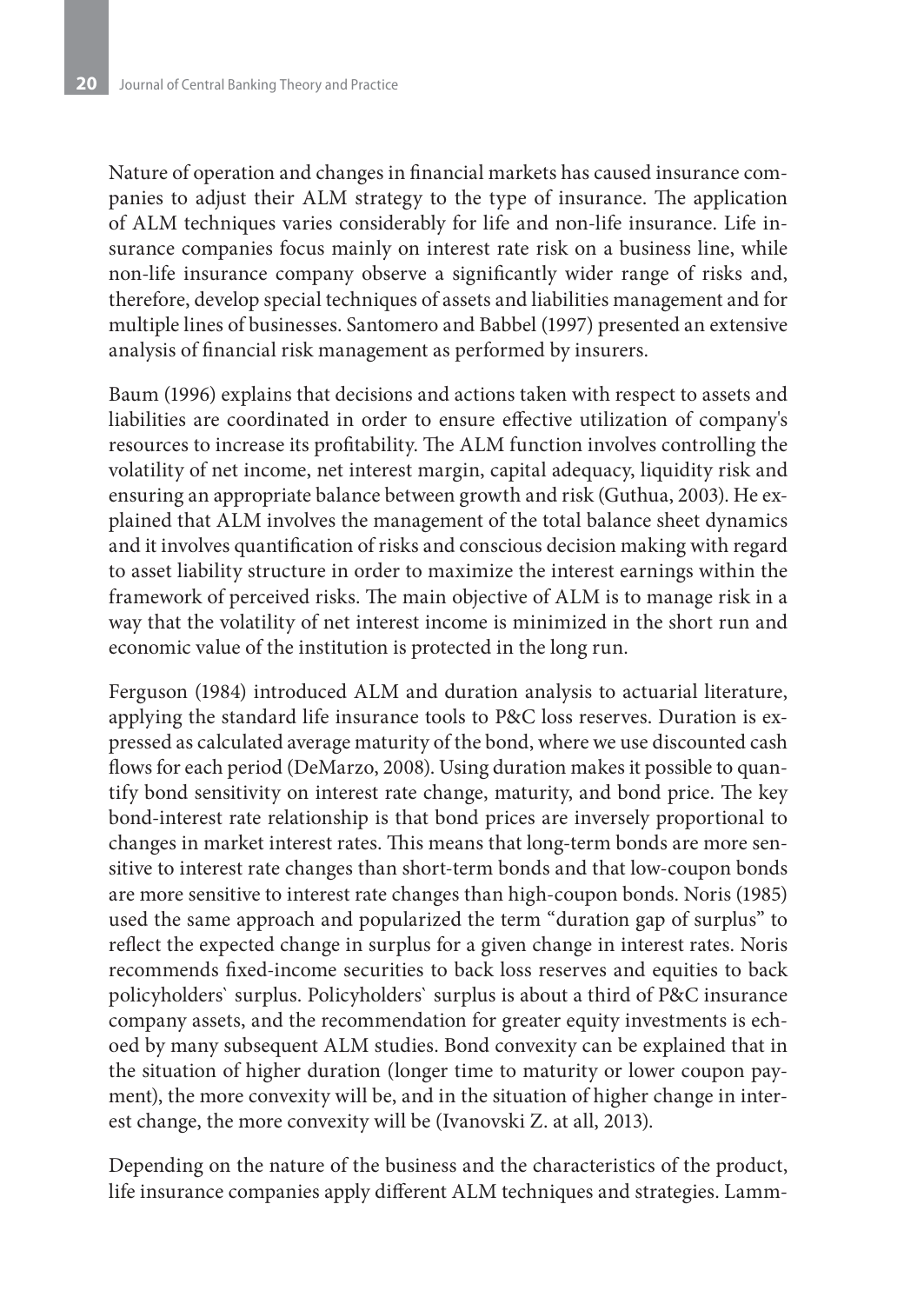Nature of operation and changes in financial markets has caused insurance companies to adjust their ALM strategy to the type of insurance. The application of ALM techniques varies considerably for life and non-life insurance. Life insurance companies focus mainly on interest rate risk on a business line, while non-life insurance company observe a significantly wider range of risks and, therefore, develop special techniques of assets and liabilities management and for multiple lines of businesses. Santomero and Babbel (1997) presented an extensive analysis of financial risk management as performed by insurers.

Baum (1996) explains that decisions and actions taken with respect to assets and liabilities are coordinated in order to ensure effective utilization of company's resources to increase its profitability. The ALM function involves controlling the volatility of net income, net interest margin, capital adequacy, liquidity risk and ensuring an appropriate balance between growth and risk (Guthua, 2003). He explained that ALM involves the management of the total balance sheet dynamics and it involves quantification of risks and conscious decision making with regard to asset liability structure in order to maximize the interest earnings within the framework of perceived risks. The main objective of ALM is to manage risk in a way that the volatility of net interest income is minimized in the short run and economic value of the institution is protected in the long run.

Ferguson (1984) introduced ALM and duration analysis to actuarial literature, applying the standard life insurance tools to P&C loss reserves. Duration is expressed as calculated average maturity of the bond, where we use discounted cash flows for each period (DeMarzo, 2008). Using duration makes it possible to quantify bond sensitivity on interest rate change, maturity, and bond price. The key bond-interest rate relationship is that bond prices are inversely proportional to changes in market interest rates. This means that long-term bonds are more sensitive to interest rate changes than short-term bonds and that low-coupon bonds are more sensitive to interest rate changes than high-coupon bonds. Noris (1985) used the same approach and popularized the term "duration gap of surplus" to reflect the expected change in surplus for a given change in interest rates. Noris recommends fixed-income securities to back loss reserves and equities to back policyholders` surplus. Policyholders` surplus is about a third of P&C insurance company assets, and the recommendation for greater equity investments is echoed by many subsequent ALM studies. Bond convexity can be explained that in the situation of higher duration (longer time to maturity or lower coupon payment), the more convexity will be, and in the situation of higher change in interest change, the more convexity will be (Ivanovski Z. at all, 2013).

Depending on the nature of the business and the characteristics of the product, life insurance companies apply different ALM techniques and strategies. Lamm-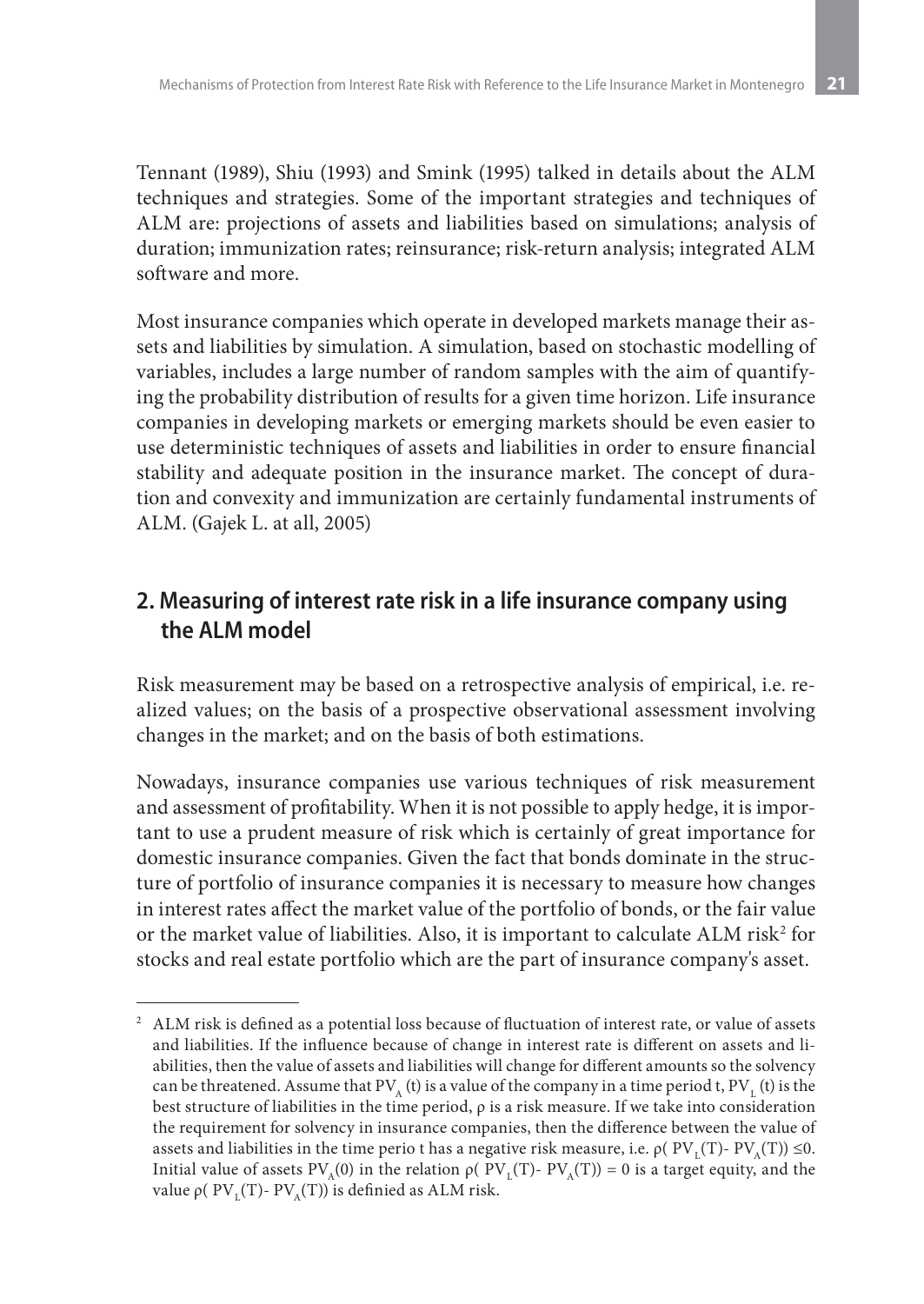Tennant (1989), Shiu (1993) and Smink (1995) talked in details about the ALM techniques and strategies. Some of the important strategies and techniques of ALM are: projections of assets and liabilities based on simulations; analysis of duration; immunization rates; reinsurance; risk-return analysis; integrated ALM software and more.

Most insurance companies which operate in developed markets manage their assets and liabilities by simulation. A simulation, based on stochastic modelling of variables, includes a large number of random samples with the aim of quantifying the probability distribution of results for a given time horizon. Life insurance companies in developing markets or emerging markets should be even easier to use deterministic techniques of assets and liabilities in order to ensure financial stability and adequate position in the insurance market. The concept of duration and convexity and immunization are certainly fundamental instruments of ALM. (Gajek L. at all, 2005)

## 2. Measuring of interest rate risk in a life insurance company using the ALM model

Risk measurement may be based on a retrospective analysis of empirical, i.e. realized values; on the basis of a prospective observational assessment involving changes in the market; and on the basis of both estimations.

Nowadays, insurance companies use various techniques of risk measurement and assessment of profitability. When it is not possible to apply hedge, it is important to use a prudent measure of risk which is certainly of great importance for domestic insurance companies. Given the fact that bonds dominate in the structure of portfolio of insurance companies it is necessary to measure how changes in interest rates affect the market value of the portfolio of bonds, or the fair value or the market value of liabilities. Also, it is important to calculate ALM risk[2] for stocks and real estate portfolio which are the part of insurance company's asset.

[2] ALM risk is defined as a potential loss because of fluctuation of interest rate, or value of assets and liabilities. If the influence because of change in interest rate is different on assets and liabilities, then the value of assets and liabilities will change for different amounts so the solvency can be threatened. Assume that $PV_A(t)$ is a value of the company in a time period t, $PV_L(t)$ is the best structure of liabilities in the time period, $\rho$ is a risk measure. If we take into consideration the requirement for solvency in insurance companies, then the difference between the value of assets and liabilities in the time perio t has a negative risk measure, i.e. $\rho(PV_L(T)- PV_A(T)) \leq 0$. Initial value of assets $PV_A(0)$ in the relation $\rho(PV_L(T)- PV_A(T)) = 0$ is a target equity, and the value $\rho(PV_L(T)- PV_A(T))$ is definied as ALM risk.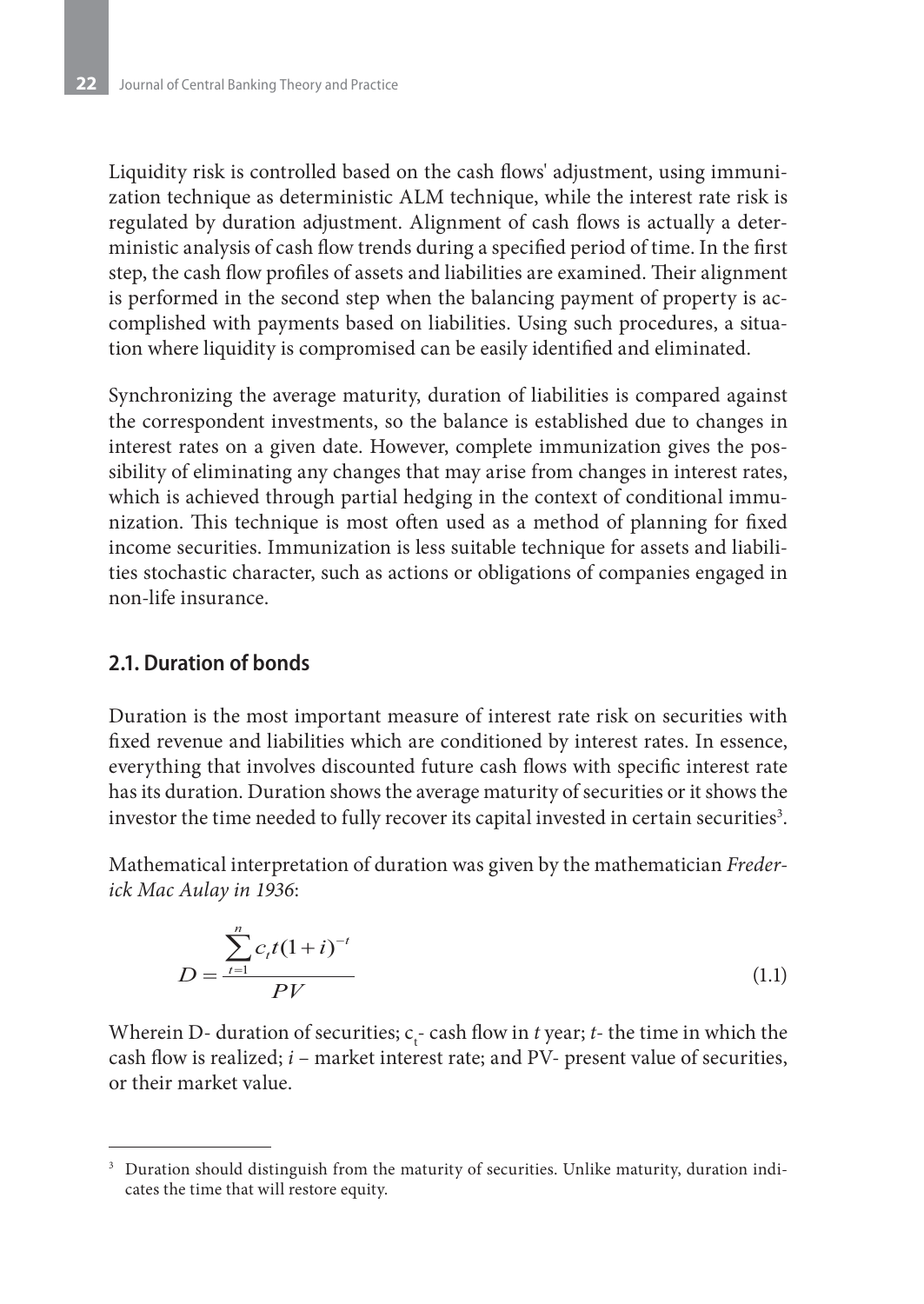Liquidity risk is controlled based on the cash flows' adjustment, using immunization technique as deterministic ALM technique, while the interest rate risk is regulated by duration adjustment. Alignment of cash flows is actually a deterministic analysis of cash flow trends during a specified period of time. In the first step, the cash flow profiles of assets and liabilities are examined. Their alignment is performed in the second step when the balancing payment of property is accomplished with payments based on liabilities. Using such procedures, a situation where liquidity is compromised can be easily identified and eliminated.

Synchronizing the average maturity, duration of liabilities is compared against the correspondent investments, so the balance is established due to changes in interest rates on a given date. However, complete immunization gives the possibility of eliminating any changes that may arise from changes in interest rates, which is achieved through partial hedging in the context of conditional immunization. This technique is most often used as a method of planning for fixed income securities. Immunization is less suitable technique for assets and liabilities stochastic character, such as actions or obligations of companies engaged in non-life insurance.

## 2.1. Duration of bonds

Duration is the most important measure of interest rate risk on securities with fixed revenue and liabilities which are conditioned by interest rates. In essence, everything that involves discounted future cash flows with specific interest rate has its duration. Duration shows the average maturity of securities or it shows the investor the time needed to fully recover its capital invested in certain securities[3].

Mathematical interpretation of duration was given by the mathematician *Frederick Mac Aulay in 1936*:

$$D = \frac{\sum_{t=1}^{n} c_t t (1+i)^{-t}}{PV} \tag{1.1}$$

Wherein D- duration of securities; $c_t$- cash flow in *t* year; *t*- the time in which the cash flow is realized; *i* – market interest rate; and PV- present value of securities, or their market value.

[3] Duration should distinguish from the maturity of securities. Unlike maturity, duration indicates the time that will restore equity.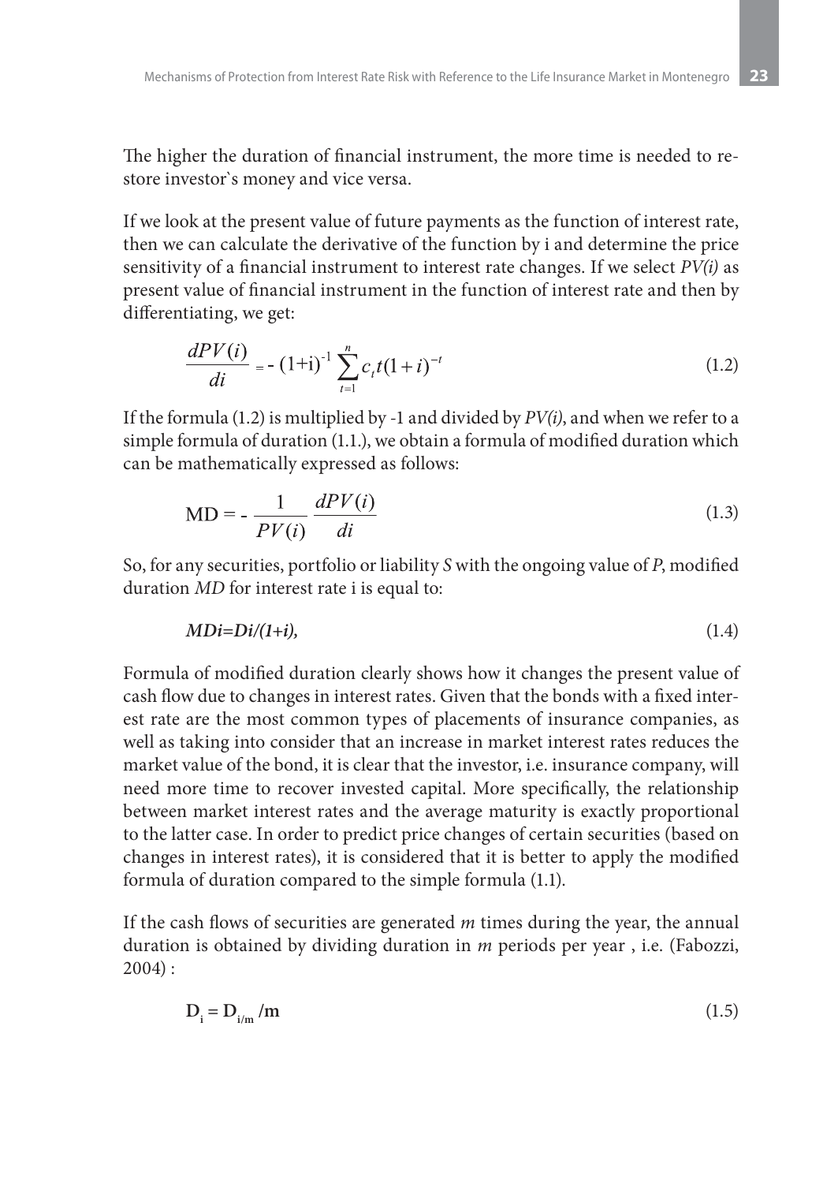The higher the duration of financial instrument, the more time is needed to restore investor`s money and vice versa.

If we look at the present value of future payments as the function of interest rate, then we can calculate the derivative of the function by i and determine the price sensitivity of a financial instrument to interest rate changes. If we select *PV(i)* as present value of financial instrument in the function of interest rate and then by differentiating, we get:

$$\frac{dPV(i)}{di} = -(1+i)^{-1} \sum_{t=1}^{n} c_t t (1+i)^{-t} \tag{1.2}$$

If the formula (1.2) is multiplied by -1 and divided by *PV(i)*, and when we refer to a simple formula of duration (1.1.), we obtain a formula of modified duration which can be mathematically expressed as follows:

$$\text{MD} = -\frac{1}{PV(i)} \frac{dPV(i)}{di} \tag{1.3}$$

So, for any securities, portfolio or liability *S* with the ongoing value of *P*, modified duration *MD* for interest rate i is equal to:

$$MDi = Di/(1+i), \tag{1.4}$$

Formula of modified duration clearly shows how it changes the present value of cash flow due to changes in interest rates. Given that the bonds with a fixed interest rate are the most common types of placements of insurance companies, as well as taking into consider that an increase in market interest rates reduces the market value of the bond, it is clear that the investor, i.e. insurance company, will need more time to recover invested capital. More specifically, the relationship between market interest rates and the average maturity is exactly proportional to the latter case. In order to predict price changes of certain securities (based on changes in interest rates), it is considered that it is better to apply the modified formula of duration compared to the simple formula (1.1).

If the cash flows of securities are generated *m* times during the year, the annual duration is obtained by dividing duration in *m* periods per year , i.e. (Fabozzi, 2004) :

$$\mathbf{D_i = D_{i/m} / m} \tag{1.5}$$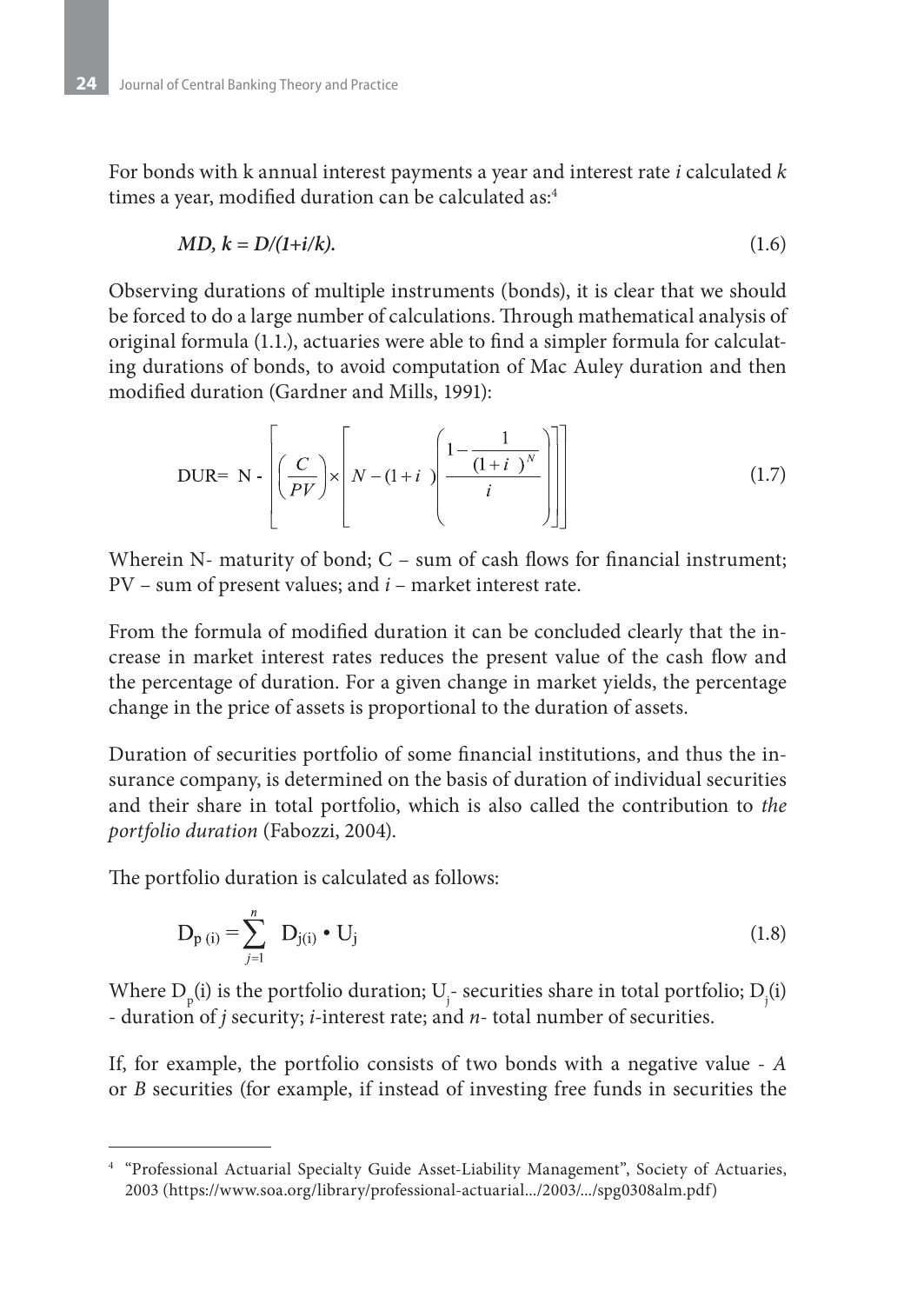For bonds with k annual interest payments a year and interest rate *i* calculated *k* times a year, modified duration can be calculated as:[4]

$$MD, k = D/(1+i/k). \tag{1.6}$$

Observing durations of multiple instruments (bonds), it is clear that we should be forced to do a large number of calculations. Through mathematical analysis of original formula (1.1.), actuaries were able to find a simpler formula for calculating durations of bonds, to avoid computation of Mac Auley duration and then modified duration (Gardner and Mills, 1991):

$$\text{DUR} = N - \left[ \left( \frac{C}{PV} \right) \times \left[ N - (1+i) \left( \frac{1 - \frac{1}{(1+i)^N}}{i} \right) \right] \right] \tag{1.7}$$

Wherein N- maturity of bond; C – sum of cash flows for financial instrument; PV – sum of present values; and *i* – market interest rate.

From the formula of modified duration it can be concluded clearly that the increase in market interest rates reduces the present value of the cash flow and the percentage of duration. For a given change in market yields, the percentage change in the price of assets is proportional to the duration of assets.

Duration of securities portfolio of some financial institutions, and thus the insurance company, is determined on the basis of duration of individual securities and their share in total portfolio, which is also called the contribution to *the portfolio duration* (Fabozzi, 2004).

The portfolio duration is calculated as follows:

$$D_{p\,(i)} = \sum_{j=1}^{n} D_{j(i)} \cdot U_j \tag{1.8}$$

Where $D_p(i)$ is the portfolio duration; $U_j$- securities share in total portfolio; $D_j(i)$ - duration of *j* security; *i*-interest rate; and *n*- total number of securities.

If, for example, the portfolio consists of two bonds with a negative value - *A* or *B* securities (for example, if instead of investing free funds in securities the

[4] "Professional Actuarial Specialty Guide Asset-Liability Management", Society of Actuaries, 2003 (https://www.soa.org/library/professional-actuarial.../2003/.../spg0308alm.pdf)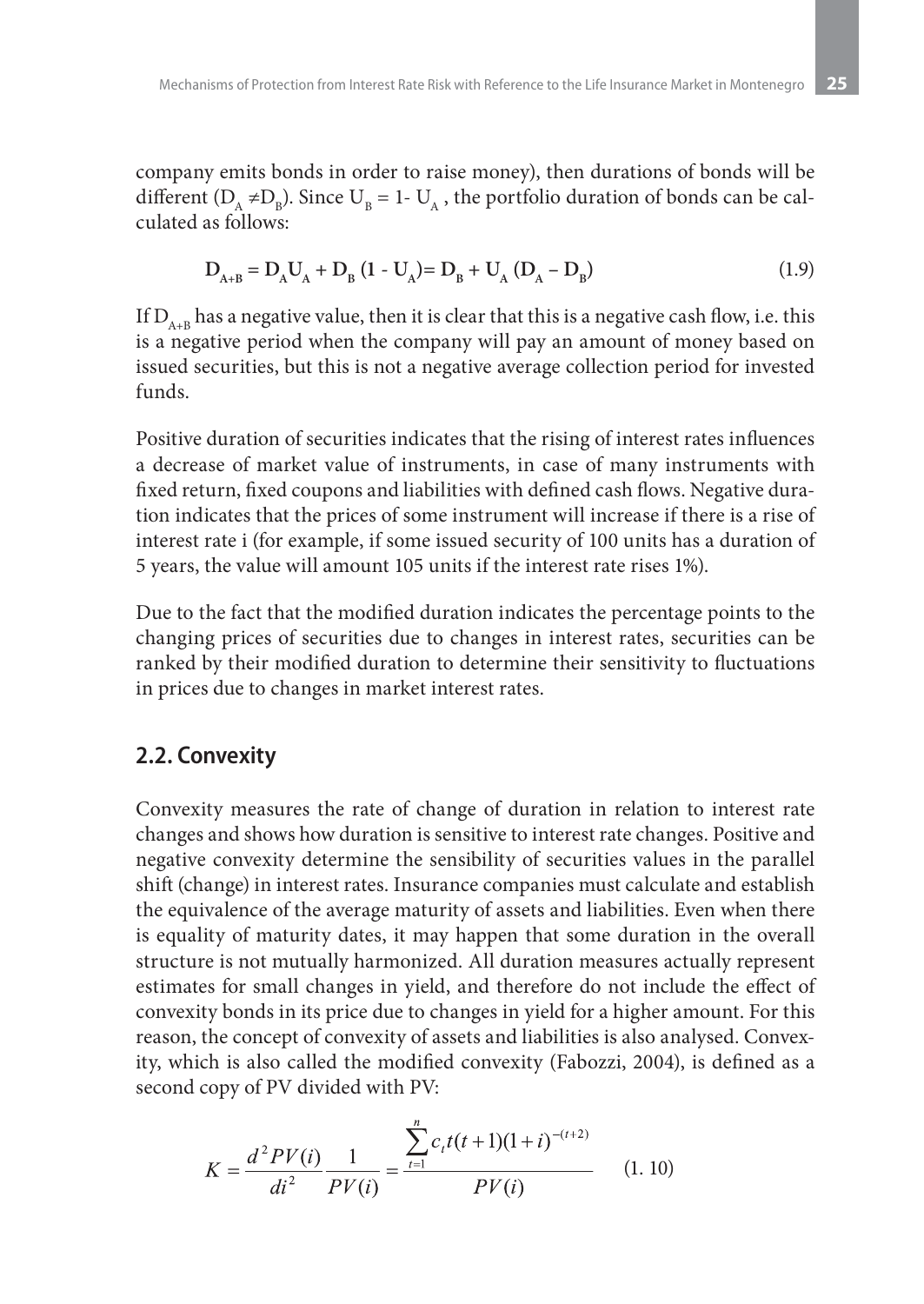company emits bonds in order to raise money), then durations of bonds will be different ($D_A \neq D_B$). Since $U_B = 1 - U_A$ , the portfolio duration of bonds can be calculated as follows:

$$\mathbf{D_{A+B} = D_A U_A + D_B (1 - U_A) = D_B + U_A (D_A - D_B)} \tag{1.9}$$

If $D_{A+B}$ has a negative value, then it is clear that this is a negative cash flow, i.e. this is a negative period when the company will pay an amount of money based on issued securities, but this is not a negative average collection period for invested funds.

Positive duration of securities indicates that the rising of interest rates influences a decrease of market value of instruments, in case of many instruments with fixed return, fixed coupons and liabilities with defined cash flows. Negative duration indicates that the prices of some instrument will increase if there is a rise of interest rate i (for example, if some issued security of 100 units has a duration of 5 years, the value will amount 105 units if the interest rate rises 1%).

Due to the fact that the modified duration indicates the percentage points to the changing prices of securities due to changes in interest rates, securities can be ranked by their modified duration to determine their sensitivity to fluctuations in prices due to changes in market interest rates.

## 2.2. Convexity

Convexity measures the rate of change of duration in relation to interest rate changes and shows how duration is sensitive to interest rate changes. Positive and negative convexity determine the sensibility of securities values in the parallel shift (change) in interest rates. Insurance companies must calculate and establish the equivalence of the average maturity of assets and liabilities. Even when there is equality of maturity dates, it may happen that some duration in the overall structure is not mutually harmonized. All duration measures actually represent estimates for small changes in yield, and therefore do not include the effect of convexity bonds in its price due to changes in yield for a higher amount. For this reason, the concept of convexity of assets and liabilities is also analysed. Convexity, which is also called the modified convexity (Fabozzi, 2004), is defined as a second copy of PV divided with PV:

$$K = \frac{d^2 PV(i)}{di^2} \frac{1}{PV(i)} = \frac{\sum_{t=1}^{n} c_t t(t+1)(1+i)^{-(t+2)}}{PV(i)} \tag{1. 10}$$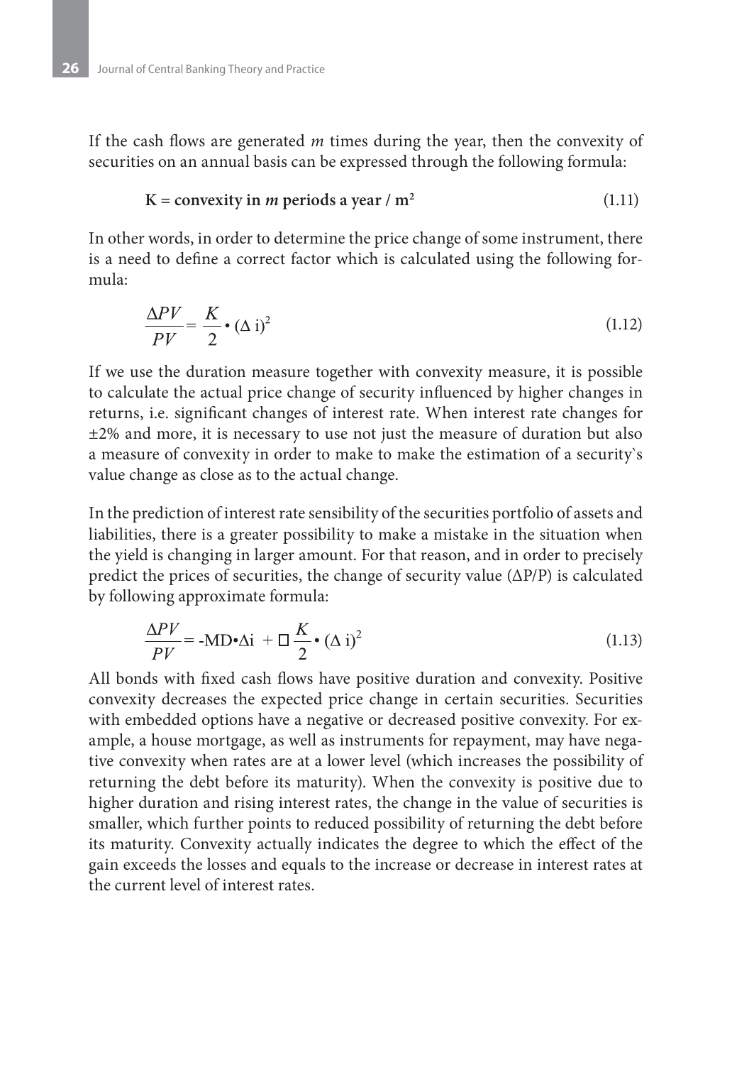If the cash flows are generated *m* times during the year, then the convexity of securities on an annual basis can be expressed through the following formula:

$$\textbf{K = convexity in } m \textbf{ periods a year / m}^2 \tag{1.11}$$

In other words, in order to determine the price change of some instrument, there is a need to define a correct factor which is calculated using the following formula:

$$\frac{\Delta PV}{PV} = \frac{K}{2} \bullet (\Delta\, i)^2 \tag{1.12}$$

If we use the duration measure together with convexity measure, it is possible to calculate the actual price change of security influenced by higher changes in returns, i.e. significant changes of interest rate. When interest rate changes for ±2% and more, it is necessary to use not just the measure of duration but also a measure of convexity in order to make to make the estimation of a security`s value change as close as to the actual change.

In the prediction of interest rate sensibility of the securities portfolio of assets and liabilities, there is a greater possibility to make a mistake in the situation when the yield is changing in larger amount. For that reason, and in order to precisely predict the prices of securities, the change of security value (ΔP/P) is calculated by following approximate formula:

$$\frac{\Delta PV}{PV} = -MD \bullet \Delta i + \square \frac{K}{2} \bullet (\Delta\, i)^2 \tag{1.13}$$

All bonds with fixed cash flows have positive duration and convexity. Positive convexity decreases the expected price change in certain securities. Securities with embedded options have a negative or decreased positive convexity. For example, a house mortgage, as well as instruments for repayment, may have negative convexity when rates are at a lower level (which increases the possibility of returning the debt before its maturity). When the convexity is positive due to higher duration and rising interest rates, the change in the value of securities is smaller, which further points to reduced possibility of returning the debt before its maturity. Convexity actually indicates the degree to which the effect of the gain exceeds the losses and equals to the increase or decrease in interest rates at the current level of interest rates.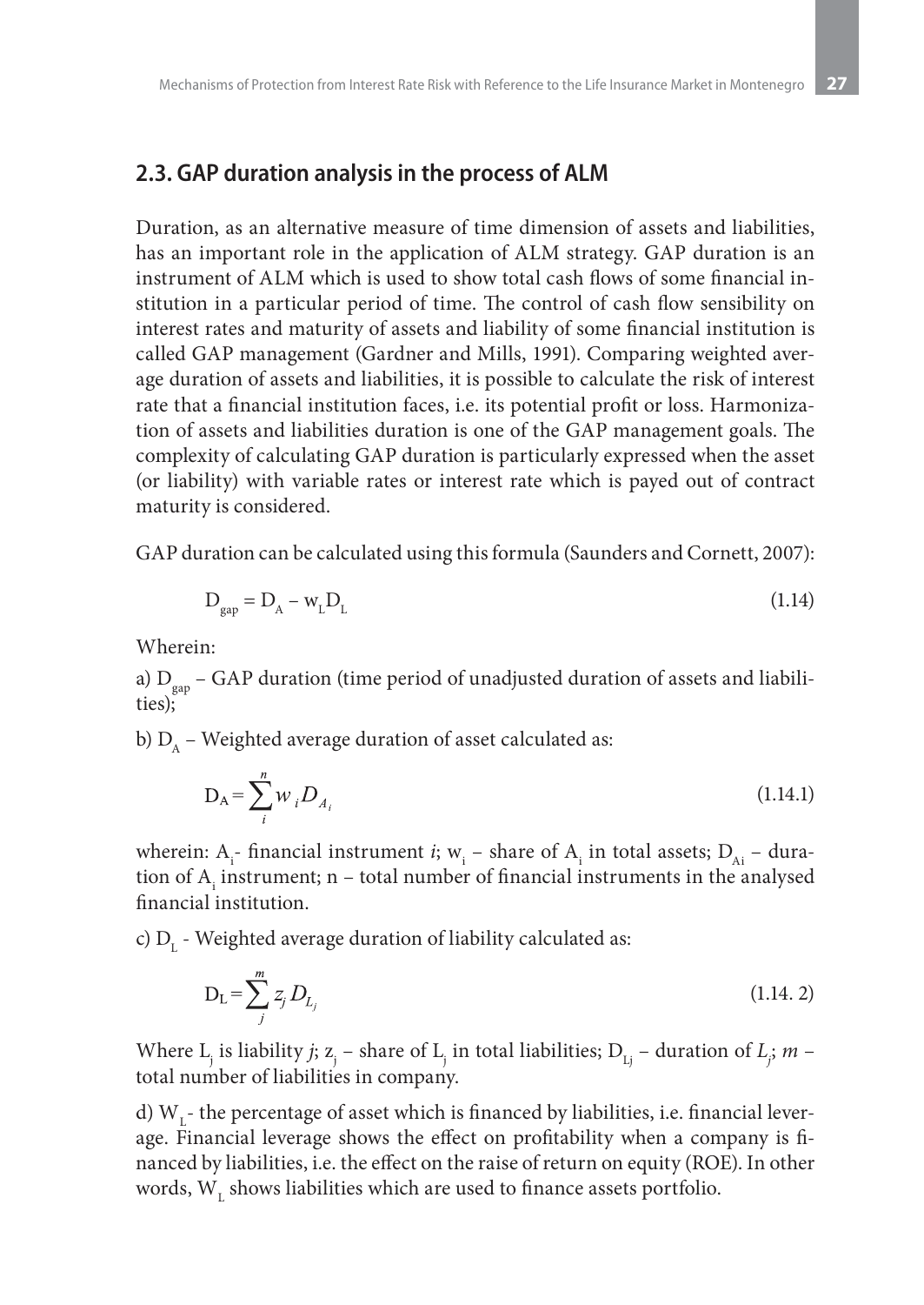## 2.3. GAP duration analysis in the process of ALM

Duration, as an alternative measure of time dimension of assets and liabilities, has an important role in the application of ALM strategy. GAP duration is an instrument of ALM which is used to show total cash flows of some financial institution in a particular period of time. The control of cash flow sensibility on interest rates and maturity of assets and liability of some financial institution is called GAP management (Gardner and Mills, 1991). Comparing weighted average duration of assets and liabilities, it is possible to calculate the risk of interest rate that a financial institution faces, i.e. its potential profit or loss. Harmonization of assets and liabilities duration is one of the GAP management goals. The complexity of calculating GAP duration is particularly expressed when the asset (or liability) with variable rates or interest rate which is payed out of contract maturity is considered.

GAP duration can be calculated using this formula (Saunders and Cornett, 2007):

$$D_{gap} = D_A - w_L D_L \tag{1.14}$$

Wherein:

a) $D_{gap}$ – GAP duration (time period of unadjusted duration of assets and liabilities);

b) $D_A$ – Weighted average duration of asset calculated as:

$$D_A = \sum_{i}^{n} w_i D_{A_i} \tag{1.14.1}$$

wherein: $A_i$- financial instrument *i*; $w_i$ – share of $A_i$ in total assets; $D_{Ai}$ – duration of $A_i$ instrument; n – total number of financial instruments in the analysed financial institution.

c) $D_L$ - Weighted average duration of liability calculated as:

$$D_L = \sum_{j}^{m} z_j D_{L_j} \tag{1.14. 2}$$

Where $L_j$ is liability *j*; $z_j$ – share of $L_j$ in total liabilities; $D_{Lj}$ – duration of $L_j$; *m* – total number of liabilities in company.

d) $W_L$- the percentage of asset which is financed by liabilities, i.e. financial leverage. Financial leverage shows the effect on profitability when a company is financed by liabilities, i.e. the effect on the raise of return on equity (ROE). In other words, $W_L$ shows liabilities which are used to finance assets portfolio.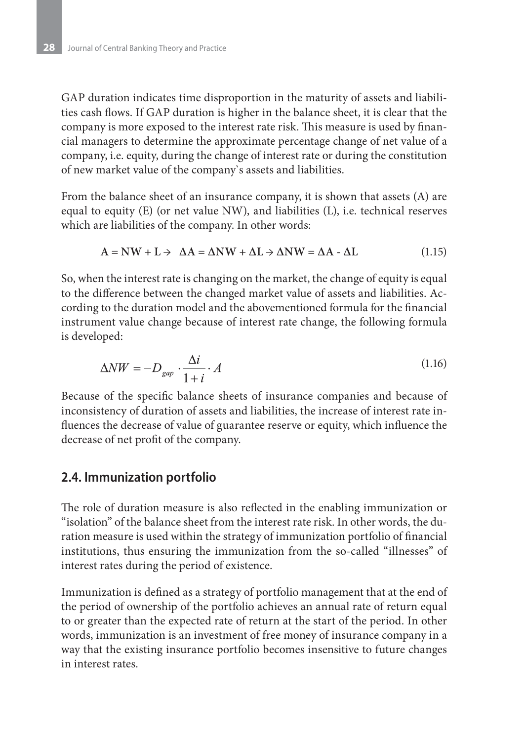GAP duration indicates time disproportion in the maturity of assets and liabilities cash flows. If GAP duration is higher in the balance sheet, it is clear that the company is more exposed to the interest rate risk. This measure is used by financial managers to determine the approximate percentage change of net value of a company, i.e. equity, during the change of interest rate or during the constitution of new market value of the company`s assets and liabilities.

From the balance sheet of an insurance company, it is shown that assets (A) are equal to equity (E) (or net value NW), and liabilities (L), i.e. technical reserves which are liabilities of the company. In other words:

$$\mathbf{A = NW + L \rightarrow \ \Delta A = \Delta NW + \Delta L \rightarrow \Delta NW = \Delta A - \Delta L} \tag{1.15}$$

So, when the interest rate is changing on the market, the change of equity is equal to the difference between the changed market value of assets and liabilities. According to the duration model and the abovementioned formula for the financial instrument value change because of interest rate change, the following formula is developed:

$$\Delta NW = -D_{gap} \cdot \frac{\Delta i}{1+i} \cdot A \tag{1.16}$$

Because of the specific balance sheets of insurance companies and because of inconsistency of duration of assets and liabilities, the increase of interest rate influences the decrease of value of guarantee reserve or equity, which influence the decrease of net profit of the company.

## 2.4. Immunization portfolio

The role of duration measure is also reflected in the enabling immunization or "isolation" of the balance sheet from the interest rate risk. In other words, the duration measure is used within the strategy of immunization portfolio of financial institutions, thus ensuring the immunization from the so-called "illnesses" of interest rates during the period of existence.

Immunization is defined as a strategy of portfolio management that at the end of the period of ownership of the portfolio achieves an annual rate of return equal to or greater than the expected rate of return at the start of the period. In other words, immunization is an investment of free money of insurance company in a way that the existing insurance portfolio becomes insensitive to future changes in interest rates.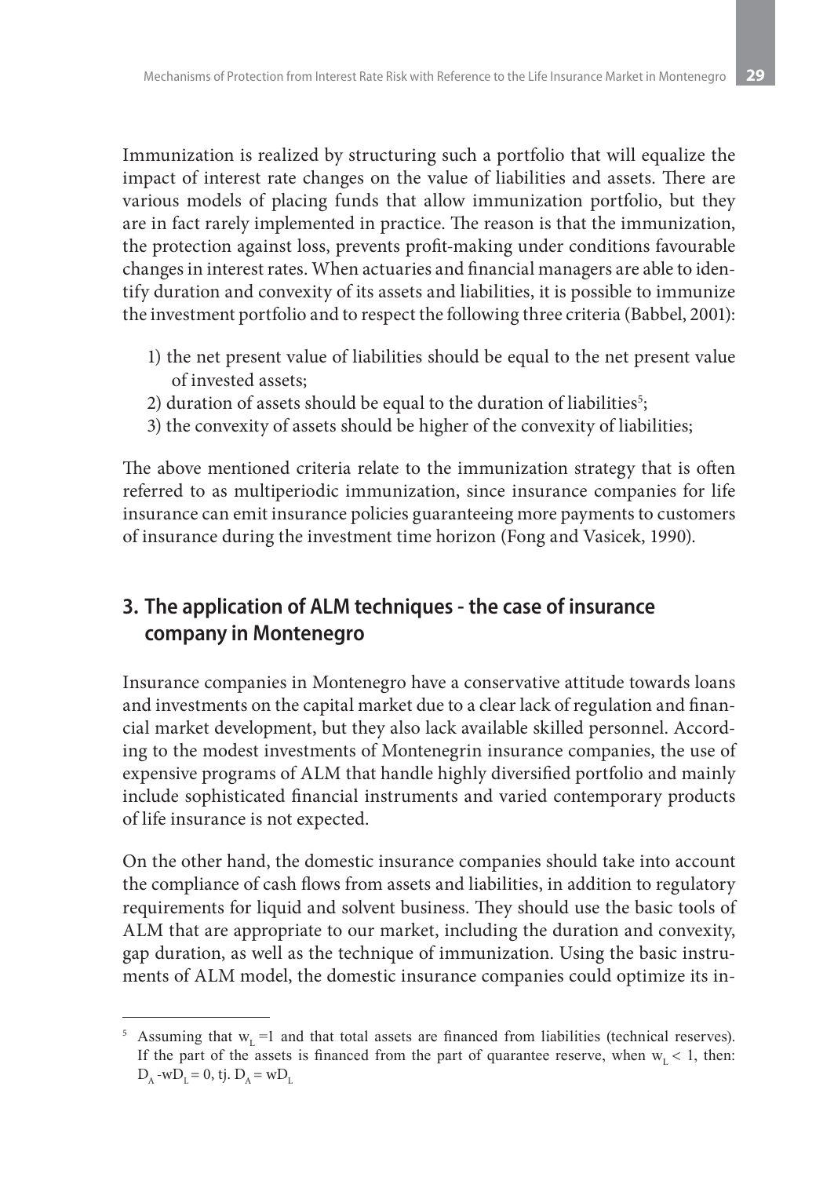Immunization is realized by structuring such a portfolio that will equalize the impact of interest rate changes on the value of liabilities and assets. There are various models of placing funds that allow immunization portfolio, but they are in fact rarely implemented in practice. The reason is that the immunization, the protection against loss, prevents profit-making under conditions favourable changes in interest rates. When actuaries and financial managers are able to identify duration and convexity of its assets and liabilities, it is possible to immunize the investment portfolio and to respect the following three criteria (Babbel, 2001):

1) the net present value of liabilities should be equal to the net present value of invested assets;
2) duration of assets should be equal to the duration of liabilities[5];
3) the convexity of assets should be higher of the convexity of liabilities;

The above mentioned criteria relate to the immunization strategy that is often referred to as multiperiodic immunization, since insurance companies for life insurance can emit insurance policies guaranteeing more payments to customers of insurance during the investment time horizon (Fong and Vasicek, 1990).

## 3. The application of ALM techniques - the case of insurance company in Montenegro

Insurance companies in Montenegro have a conservative attitude towards loans and investments on the capital market due to a clear lack of regulation and financial market development, but they also lack available skilled personnel. According to the modest investments of Montenegrin insurance companies, the use of expensive programs of ALM that handle highly diversified portfolio and mainly include sophisticated financial instruments and varied contemporary products of life insurance is not expected.

On the other hand, the domestic insurance companies should take into account the compliance of cash flows from assets and liabilities, in addition to regulatory requirements for liquid and solvent business. They should use the basic tools of ALM that are appropriate to our market, including the duration and convexity, gap duration, as well as the technique of immunization. Using the basic instruments of ALM model, the domestic insurance companies could optimize its in-

---

[5] Assuming that $w_L = 1$ and that total assets are financed from liabilities (technical reserves). If the part of the assets is financed from the part of quarantee reserve, when $w_L < 1$, then: $D_A - wD_L = 0$, tj. $D_A = wD_L$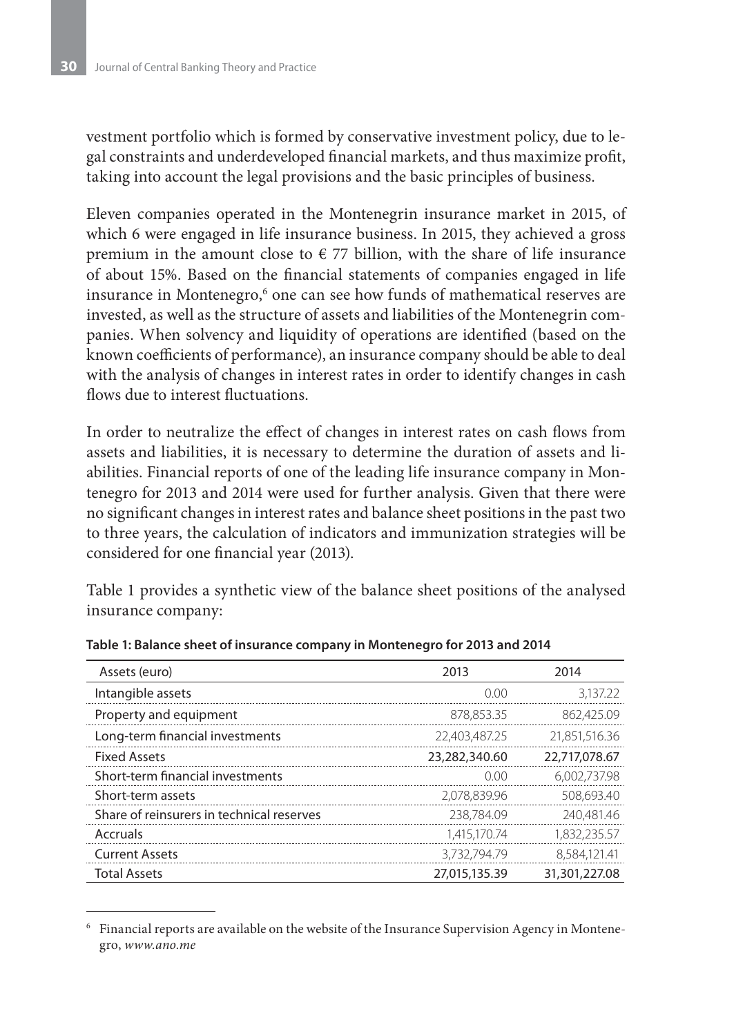vestment portfolio which is formed by conservative investment policy, due to legal constraints and underdeveloped financial markets, and thus maximize profit, taking into account the legal provisions and the basic principles of business.

Eleven companies operated in the Montenegrin insurance market in 2015, of which 6 were engaged in life insurance business. In 2015, they achieved a gross premium in the amount close to € 77 billion, with the share of life insurance of about 15%. Based on the financial statements of companies engaged in life insurance in Montenegro,[6] one can see how funds of mathematical reserves are invested, as well as the structure of assets and liabilities of the Montenegrin companies. When solvency and liquidity of operations are identified (based on the known coefficients of performance), an insurance company should be able to deal with the analysis of changes in interest rates in order to identify changes in cash flows due to interest fluctuations.

In order to neutralize the effect of changes in interest rates on cash flows from assets and liabilities, it is necessary to determine the duration of assets and liabilities. Financial reports of one of the leading life insurance company in Montenegro for 2013 and 2014 were used for further analysis. Given that there were no significant changes in interest rates and balance sheet positions in the past two to three years, the calculation of indicators and immunization strategies will be considered for one financial year (2013).

Table 1 provides a synthetic view of the balance sheet positions of the analysed insurance company:

**Table 1: Balance sheet of insurance company in Montenegro for 2013 and 2014**

| Assets (euro) | 2013 | 2014 |
|---|---|---|
| Intangible assets | 0.00 | 3,137.22 |
| Property and equipment | 878,853.35 | 862,425.09 |
| Long-term financial investments | 22,403,487.25 | 21,851,516.36 |
| Fixed Assets | **23,282,340.60** | **22,717,078.67** |
| Short-term financial investments | 0.00 | 6,002,737.98 |
| Short-term assets | 2,078,839.96 | 508,693.40 |
| Share of reinsurers in technical reserves | 238,784.09 | 240,481.46 |
| Accruals | 1,415,170.74 | 1,832,235.57 |
| Current Assets | 3,732,794.79 | 8,584,121.41 |
| Total Assets | **27,015,135.39** | **31,301,227.08** |

[6] Financial reports are available on the website of the Insurance Supervision Agency in Montenegro, *www.ano.me*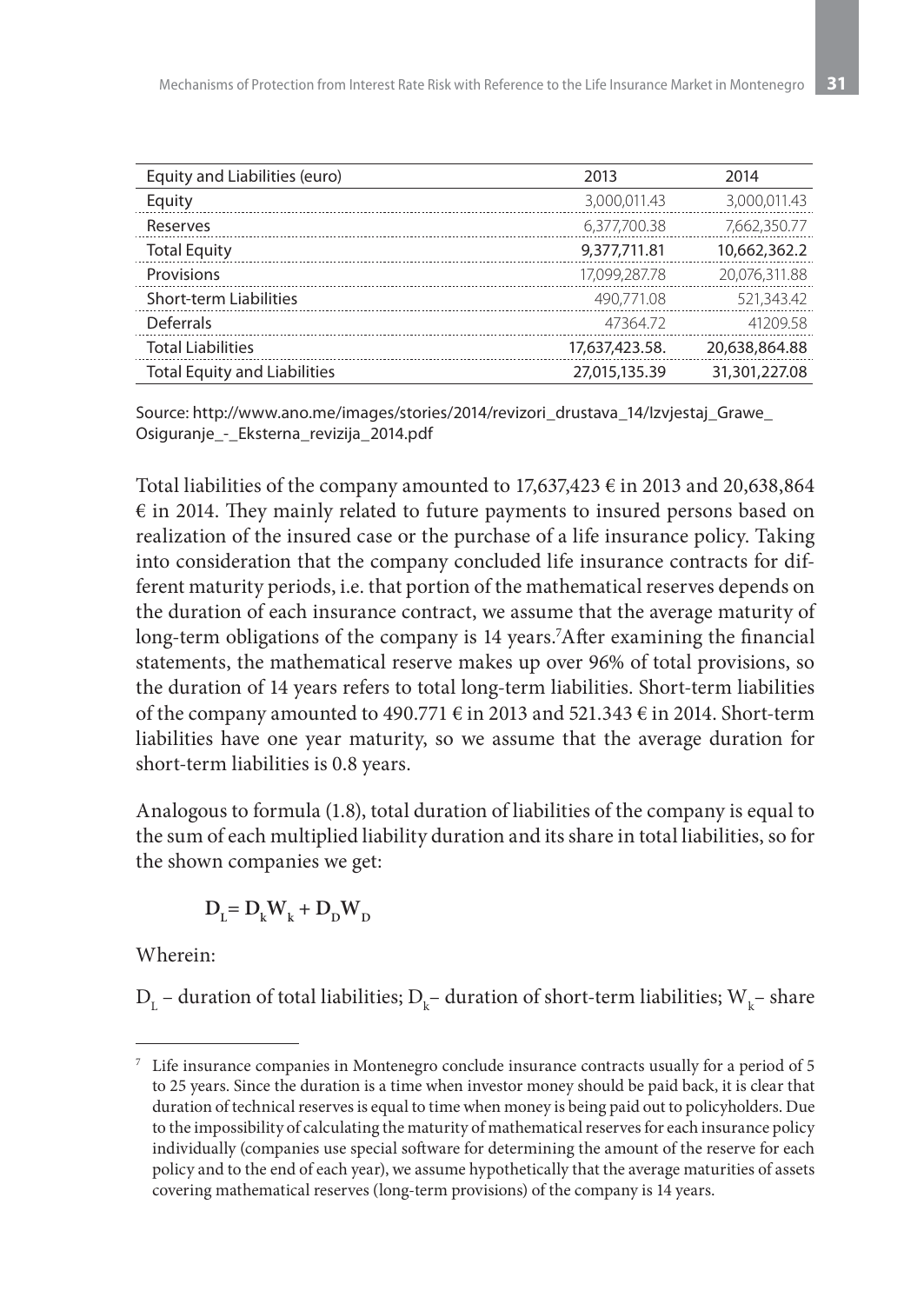| Equity and Liabilities (euro) | 2013 | 2014 |
| --- | --- | --- |
| Equity | 3,000,011.43 | 3,000,011.43 |
| Reserves | 6,377,700.38 | 7,662,350.77 |
| Total Equity | **9,377,711.81** | **10,662,362.2** |
| Provisions | 17,099,287.78 | 20,076,311.88 |
| Short-term Liabilities | 490,771.08 | 521,343.42 |
| Deferrals | 47364.72 | 41209.58 |
| Total Liabilities | 17,637,423.58. | 20,638,864.88 |
| Total Equity and Liabilities | 27,015,135.39 | 31,301,227.08 |

Source: http://www.ano.me/images/stories/2014/revizori_drustava_14/Izvjestaj_Grawe_Osiguranje_-_Eksterna_revizija_2014.pdf

Total liabilities of the company amounted to 17,637,423 € in 2013 and 20,638,864 € in 2014. They mainly related to future payments to insured persons based on realization of the insured case or the purchase of a life insurance policy. Taking into consideration that the company concluded life insurance contracts for different maturity periods, i.e. that portion of the mathematical reserves depends on the duration of each insurance contract, we assume that the average maturity of long-term obligations of the company is 14 years.[7] After examining the financial statements, the mathematical reserve makes up over 96% of total provisions, so the duration of 14 years refers to total long-term liabilities. Short-term liabilities of the company amounted to 490.771 € in 2013 and 521.343 € in 2014. Short-term liabilities have one year maturity, so we assume that the average duration for short-term liabilities is 0.8 years.

Analogous to formula (1.8), total duration of liabilities of the company is equal to the sum of each multiplied liability duration and its share in total liabilities, so for the shown companies we get:

$$D_L = D_k W_k + D_D W_D$$

Wherein:

$D_L$ – duration of total liabilities; $D_k$ – duration of short-term liabilities; $W_k$ – share

[7] Life insurance companies in Montenegro conclude insurance contracts usually for a period of 5 to 25 years. Since the duration is a time when investor money should be paid back, it is clear that duration of technical reserves is equal to time when money is being paid out to policyholders. Due to the impossibility of calculating the maturity of mathematical reserves for each insurance policy individually (companies use special software for determining the amount of the reserve for each policy and to the end of each year), we assume hypothetically that the average maturities of assets covering mathematical reserves (long-term provisions) of the company is 14 years.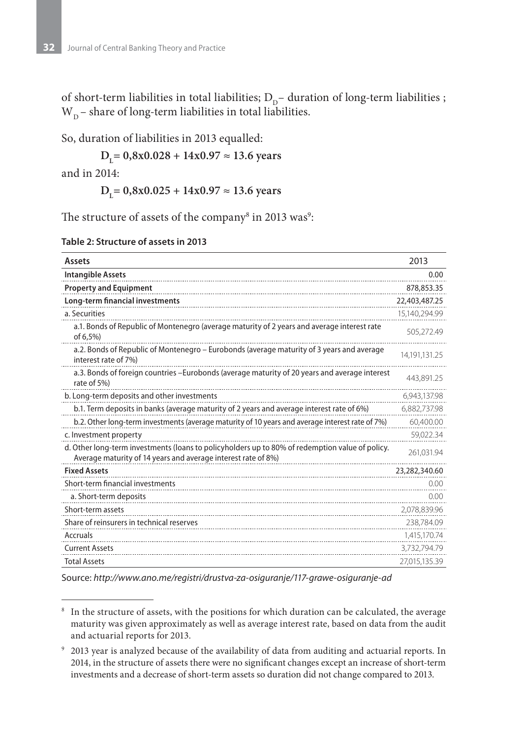of short-term liabilities in total liabilities; $D_D$– duration of long-term liabilities ; $W_D$ – share of long-term liabilities in total liabilities.

So, duration of liabilities in 2013 equalled:

$$D_L = 0,8x0.028 + 14x0.97 \approx 13.6 \text{ years}$$

and in 2014:

$$D_L = 0,8x0.025 + 14x0.97 \approx 13.6 \text{ years}$$

The structure of assets of the company[8] in 2013 was[9]:

**Table 2: Structure of assets in 2013**

| Assets | 2013 |
|---|---|
| **Intangible Assets** | 0.00 |
| **Property and Equipment** | 878,853.35 |
| **Long-term financial investments** | 22,403,487.25 |
| a. Securities | 15,140,294.99 |
| a.1. Bonds of Republic of Montenegro (average maturity of 2 years and average interest rate of 6,5%) | 505,272.49 |
| a.2. Bonds of Republic of Montenegro – Eurobonds (average maturity of 3 years and average interest rate of 7%) | 14,191,131.25 |
| a.3. Bonds of foreign countries –Eurobonds (average maturity of 20 years and average interest rate of 5%) | 443,891.25 |
| b. Long-term deposits and other investments | 6,943,137.98 |
| b.1. Term deposits in banks (average maturity of 2 years and average interest rate of 6%) | 6,882,737.98 |
| b.2. Other long-term investments (average maturity of 10 years and average interest rate of 7%) | 60,400.00 |
| c. Investment property | 59,022.34 |
| d. Other long-term investments (loans to policyholders up to 80% of redemption value of policy. Average maturity of 14 years and average interest rate of 8%) | 261,031.94 |
| **Fixed Assets** | 23,282,340.60 |
| Short-term financial investments | 0.00 |
| a. Short-term deposits | 0.00 |
| Short-term assets | 2,078,839.96 |
| Share of reinsurers in technical reserves | 238,784.09 |
| Accruals | 1,415,170.74 |
| Current Assets | 3,732,794.79 |
| Total Assets | 27,015,135.39 |

Source: *http://www.ano.me/registri/drustva-za-osiguranje/117-grawe-osiguranje-ad*

---

[8] In the structure of assets, with the positions for which duration can be calculated, the average maturity was given approximately as well as average interest rate, based on data from the audit and actuarial reports for 2013.

[9] 2013 year is analyzed because of the availability of data from auditing and actuarial reports. In 2014, in the structure of assets there were no significant changes except an increase of short-term investments and a decrease of short-term assets so duration did not change compared to 2013.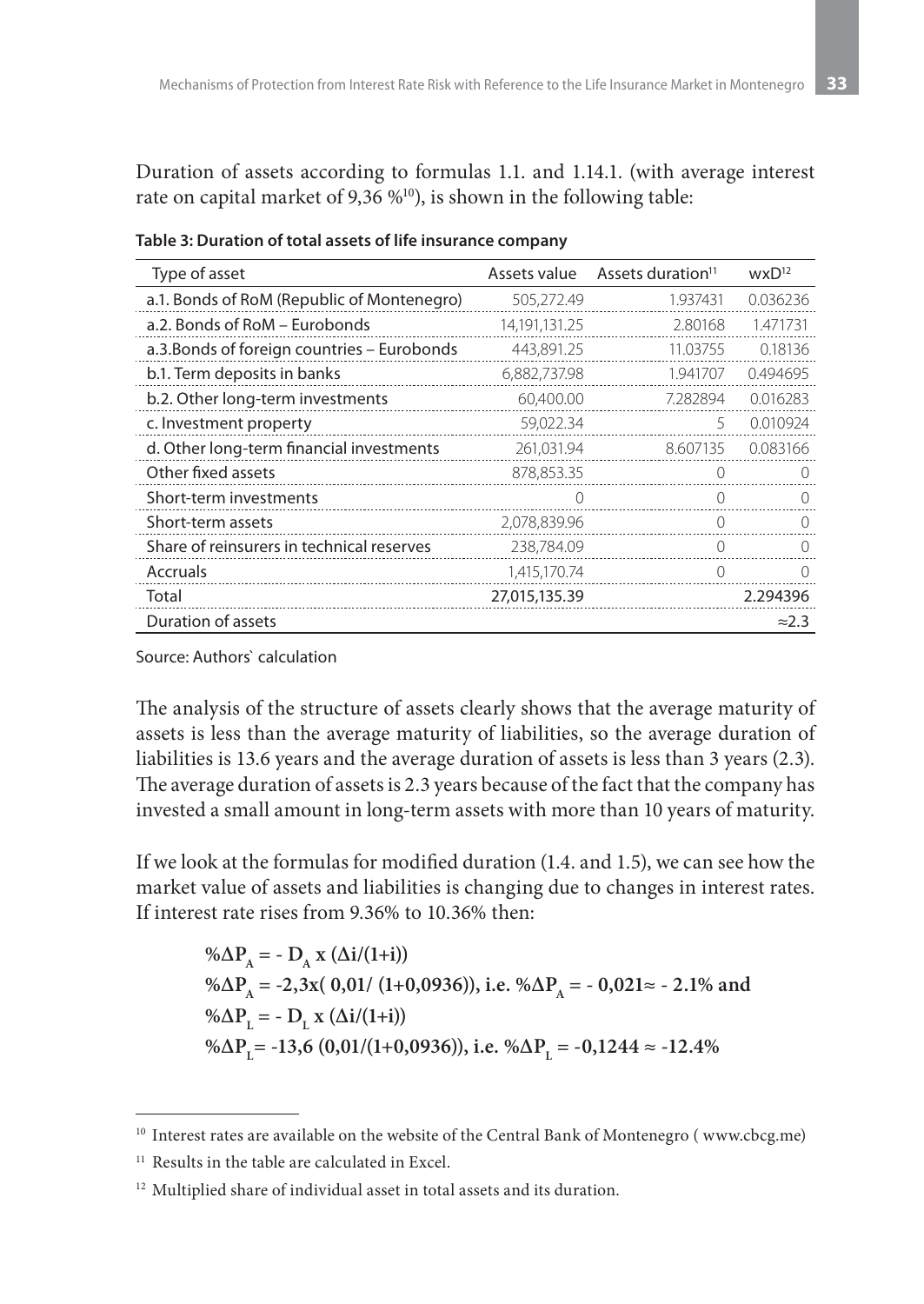Duration of assets according to formulas 1.1. and 1.14.1. (with average interest rate on capital market of 9,36 %[10]), is shown in the following table:

**Table 3: Duration of total assets of life insurance company**

| Type of asset | Assets value | Assets duration[11] | wxD[12] |
|---|---|---|---|
| a.1. Bonds of RoM (Republic of Montenegro) | 505,272.49 | 1.937431 | 0.036236 |
| a.2. Bonds of RoM – Eurobonds | 14,191,131.25 | 2.80168 | 1.471731 |
| a.3.Bonds of foreign countries – Eurobonds | 443,891.25 | 11.03755 | 0.18136 |
| b.1. Term deposits in banks | 6,882,737.98 | 1.941707 | 0.494695 |
| b.2. Other long-term investments | 60,400.00 | 7.282894 | 0.016283 |
| c. Investment property | 59,022.34 | 5 | 0.010924 |
| d. Other long-term financial investments | 261,031.94 | 8.607135 | 0.083166 |
| Other fixed assets | 878,853.35 | 0 | 0 |
| Short-term investments | 0 | 0 | 0 |
| Short-term assets | 2,078,839.96 | 0 | 0 |
| Share of reinsurers in technical reserves | 238,784.09 | 0 | 0 |
| Accruals | 1,415,170.74 | 0 | 0 |
| Total | 27,015,135.39 | | 2.294396 |
| Duration of assets | | | ≈2.3 |

Source: Authors` calculation

The analysis of the structure of assets clearly shows that the average maturity of assets is less than the average maturity of liabilities, so the average duration of liabilities is 13.6 years and the average duration of assets is less than 3 years (2.3). The average duration of assets is 2.3 years because of the fact that the company has invested a small amount in long-term assets with more than 10 years of maturity.

If we look at the formulas for modified duration (1.4. and 1.5), we can see how the market value of assets and liabilities is changing due to changes in interest rates. If interest rate rises from 9.36% to 10.36% then:

$$\%\Delta P_A = -D_A \times (\Delta i/(1+i))$$

$$\%\Delta P_A = -2{,}3\times(0{,}01/(1+0{,}0936)),\ \text{i.e.}\ \%\Delta P_A = -0{,}021 \approx -2.1\%\ \text{and}$$

$$\%\Delta P_L = -D_L \times (\Delta i/(1+i))$$

$$\%\Delta P_L = -13{,}6\,(0{,}01/(1+0{,}0936)),\ \text{i.e.}\ \%\Delta P_L = -0{,}1244 \approx -12.4\%$$

---

[10] Interest rates are available on the website of the Central Bank of Montenegro ( www.cbcg.me)

[11] Results in the table are calculated in Excel.

[12] Multiplied share of individual asset in total assets and its duration.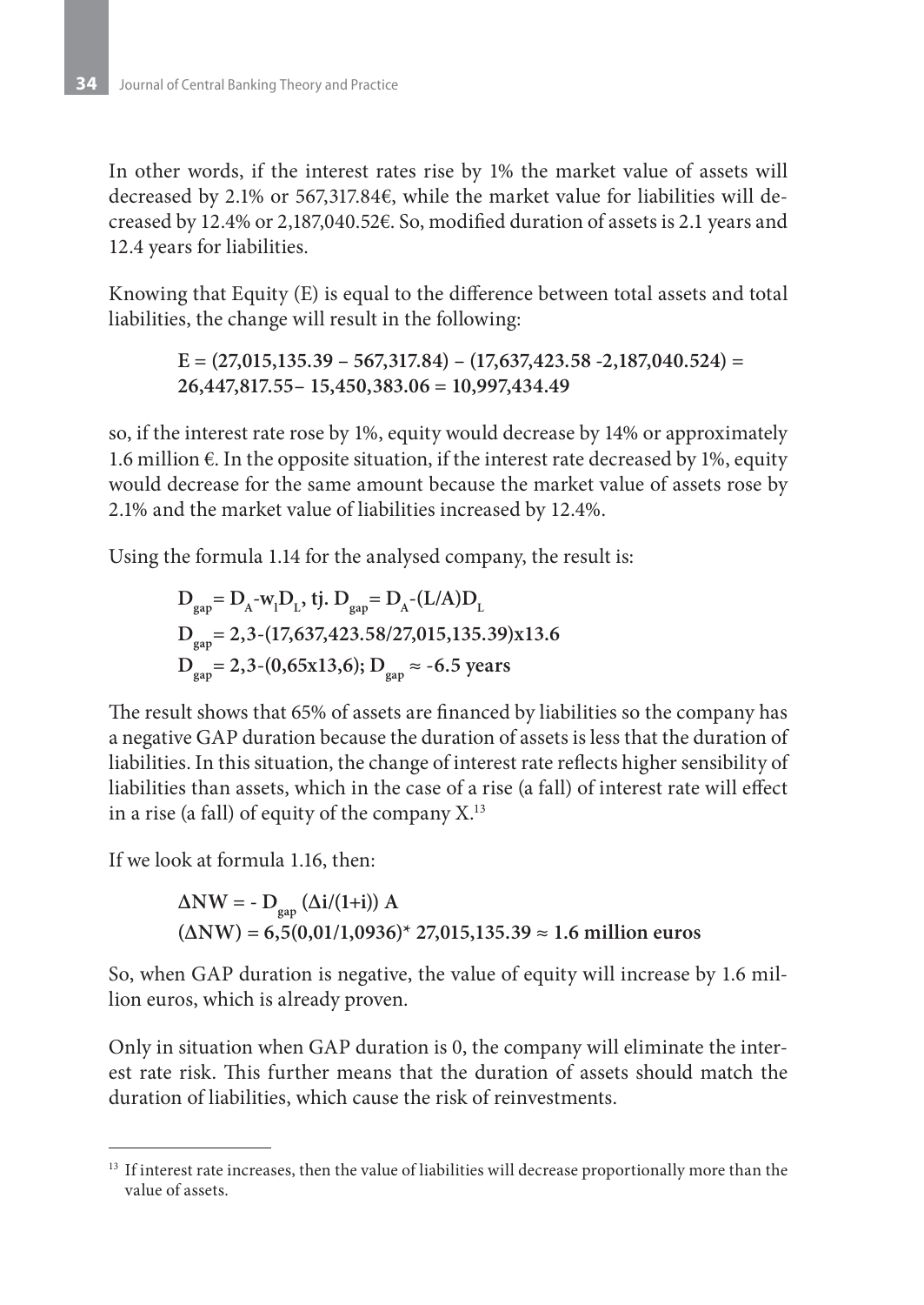In other words, if the interest rates rise by 1% the market value of assets will decreased by 2.1% or 567,317.84€, while the market value for liabilities will decreased by 12.4% or 2,187,040.52€. So, modified duration of assets is 2.1 years and 12.4 years for liabilities.

Knowing that Equity (E) is equal to the difference between total assets and total liabilities, the change will result in the following:

$$\mathbf{E = (27{,}015{,}135.39 - 567{,}317.84) - (17{,}637{,}423.58 - 2{,}187{,}040.524) = 26{,}447{,}817.55 - 15{,}450{,}383.06 = 10{,}997{,}434.49}$$

so, if the interest rate rose by 1%, equity would decrease by 14% or approximately 1.6 million €. In the opposite situation, if the interest rate decreased by 1%, equity would decrease for the same amount because the market value of assets rose by 2.1% and the market value of liabilities increased by 12.4%.

Using the formula 1.14 for the analysed company, the result is:

$$\mathbf{D_{gap} = D_A - w_l D_L,\ tj.\ D_{gap} = D_A - (L/A)D_L}$$

$$\mathbf{D_{gap} = 2{,}3 - (17{,}637{,}423.58/27{,}015{,}135.39)x13.6}$$

$$\mathbf{D_{gap} = 2{,}3 - (0{,}65x13{,}6);\ D_{gap} \approx -6.5\ years}$$

The result shows that 65% of assets are financed by liabilities so the company has a negative GAP duration because the duration of assets is less that the duration of liabilities. In this situation, the change of interest rate reflects higher sensibility of liabilities than assets, which in the case of a rise (a fall) of interest rate will effect in a rise (a fall) of equity of the company X.[13]

If we look at formula 1.16, then:

$$\mathbf{\Delta NW = -D_{gap}\,(\Delta i/(1+i))\,A}$$

$$\mathbf{(\Delta NW) = 6{,}5(0{,}01/1{,}0936)^{*}\ 27{,}015{,}135.39 \approx 1.6\ million\ euros}$$

So, when GAP duration is negative, the value of equity will increase by 1.6 million euros, which is already proven.

Only in situation when GAP duration is 0, the company will eliminate the interest rate risk. This further means that the duration of assets should match the duration of liabilities, which cause the risk of reinvestments.

---

[13] If interest rate increases, then the value of liabilities will decrease proportionally more than the value of assets.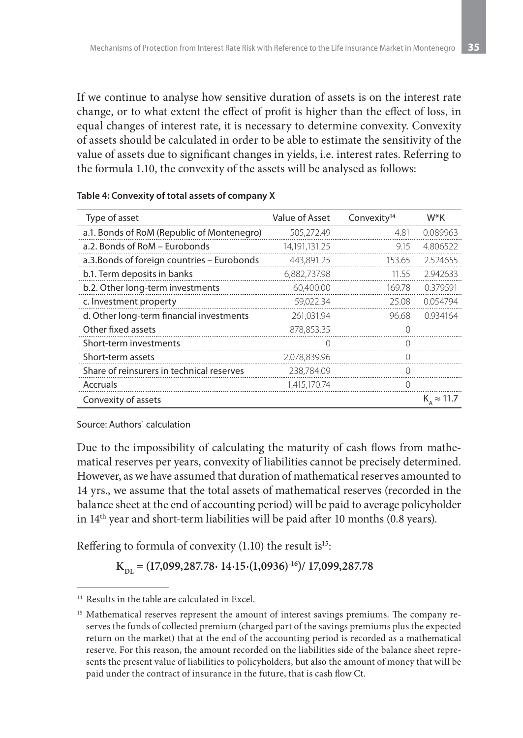If we continue to analyse how sensitive duration of assets is on the interest rate change, or to what extent the effect of profit is higher than the effect of loss, in equal changes of interest rate, it is necessary to determine convexity. Convexity of assets should be calculated in order to be able to estimate the sensitivity of the value of assets due to significant changes in yields, i.e. interest rates. Referring to the formula 1.10, the convexity of the assets will be analysed as follows:

**Table 4: Convexity of total assets of company X**

| Type of asset | Value of Asset | Convexity[14] | W*K |
|---|---|---|---|
| a.1. Bonds of RoM (Republic of Montenegro) | 505,272.49 | 4.81 | 0.089963 |
| a.2. Bonds of RoM – Eurobonds | 14,191,131.25 | 9.15 | 4.806522 |
| a.3.Bonds of foreign countries – Eurobonds | 443,891.25 | 153.65 | 2.524655 |
| b.1. Term deposits in banks | 6,882,737.98 | 11.55 | 2.942633 |
| b.2. Other long-term investments | 60,400.00 | 169.78 | 0.379591 |
| c. Investment property | 59,022.34 | 25.08 | 0.054794 |
| d. Other long-term financial investments | 261,031.94 | 96.68 | 0.934164 |
| Other fixed assets | 878,853.35 | 0 | |
| Short-term investments | 0 | 0 | |
| Short-term assets | 2,078,839.96 | 0 | |
| Share of reinsurers in technical reserves | 238,784.09 | 0 | |
| Accruals | 1,415,170.74 | 0 | |
| Convexity of assets | | | $K_A \approx 11.7$ |

Source: Authors` calculation

Due to the impossibility of calculating the maturity of cash flows from mathematical reserves per years, convexity of liabilities cannot be precisely determined. However, as we have assumed that duration of mathematical reserves amounted to 14 yrs., we assume that the total assets of mathematical reserves (recorded in the balance sheet at the end of accounting period) will be paid to average policyholder in 14[th] year and short-term liabilities will be paid after 10 months (0.8 years).

Reffering to formula of convexity (1.10) the result is[15]:

$$K_{DL} = (17{,}099{,}287.78 \cdot 14 \cdot 15 \cdot (1{,}0936)^{-16}) / 17{,}099{,}287.78$$

---

[14] Results in the table are calculated in Excel.

[15] Mathematical reserves represent the amount of interest savings premiums. The company reserves the funds of collected premium (charged part of the savings premiums plus the expected return on the market) that at the end of the accounting period is recorded as a mathematical reserve. For this reason, the amount recorded on the liabilities side of the balance sheet represents the present value of liabilities to policyholders, but also the amount of money that will be paid under the contract of insurance in the future, that is cash flow Ct.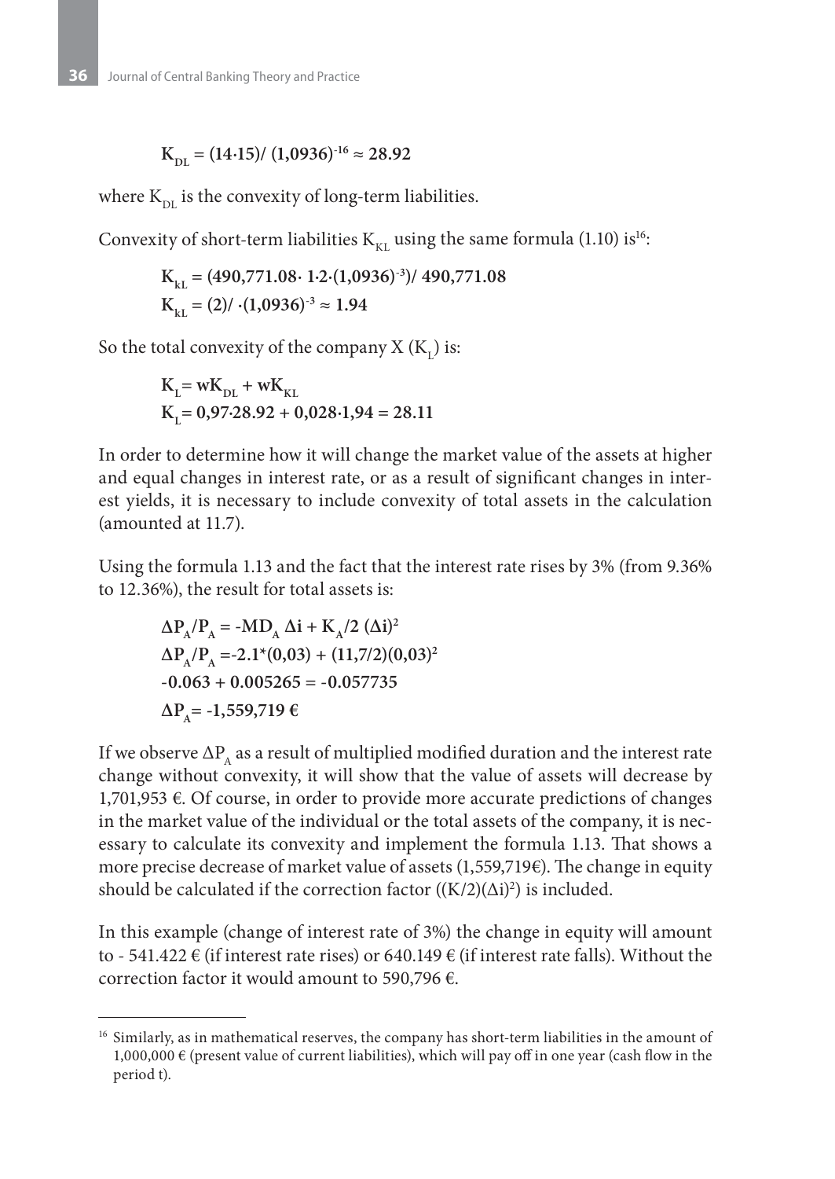$$\mathbf{K_{DL} = (14 \cdot 15) / (1{,}0936)^{-16} \approx 28.92}$$

where $K_{DL}$ is the convexity of long-term liabilities.

Convexity of short-term liabilities $K_{KL}$ using the same formula (1.10) is[16]:

$$\mathbf{K_{kL} = (490{,}771.08 \cdot 1 \cdot 2 \cdot (1{,}0936)^{-3}) / 490{,}771.08}$$

$$\mathbf{K_{kL} = (2) / \cdot (1{,}0936)^{-3} \approx 1.94}$$

So the total convexity of the company X ($K_L$) is:

$$\mathbf{K_L = wK_{DL} + wK_{KL}}$$

$$\mathbf{K_L = 0{,}97 \cdot 28.92 + 0{,}028 \cdot 1{,}94 = 28.11}$$

In order to determine how it will change the market value of the assets at higher and equal changes in interest rate, or as a result of significant changes in interest yields, it is necessary to include convexity of total assets in the calculation (amounted at 11.7).

Using the formula 1.13 and the fact that the interest rate rises by 3% (from 9.36% to 12.36%), the result for total assets is:

$$\mathbf{\Delta P_A / P_A = -MD_A \, \Delta i + K_A/2 \, (\Delta i)^2}$$

$$\mathbf{\Delta P_A / P_A = -2.1 * (0{,}03) + (11{,}7/2)(0{,}03)^2}$$

$$\mathbf{-0.063 + 0.005265 = -0.057735}$$

$$\mathbf{\Delta P_A = -1{,}559{,}719 \text{ €}}$$

If we observe $\Delta P_A$ as a result of multiplied modified duration and the interest rate change without convexity, it will show that the value of assets will decrease by 1,701,953 €. Of course, in order to provide more accurate predictions of changes in the market value of the individual or the total assets of the company, it is necessary to calculate its convexity and implement the formula 1.13. That shows a more precise decrease of market value of assets (1,559,719€). The change in equity should be calculated if the correction factor ($(K/2)(\Delta i)^2$) is included.

In this example (change of interest rate of 3%) the change in equity will amount to - 541.422 € (if interest rate rises) or 640.149 € (if interest rate falls). Without the correction factor it would amount to 590,796 €.

---

[16] Similarly, as in mathematical reserves, the company has short-term liabilities in the amount of 1,000,000 € (present value of current liabilities), which will pay off in one year (cash flow in the period t).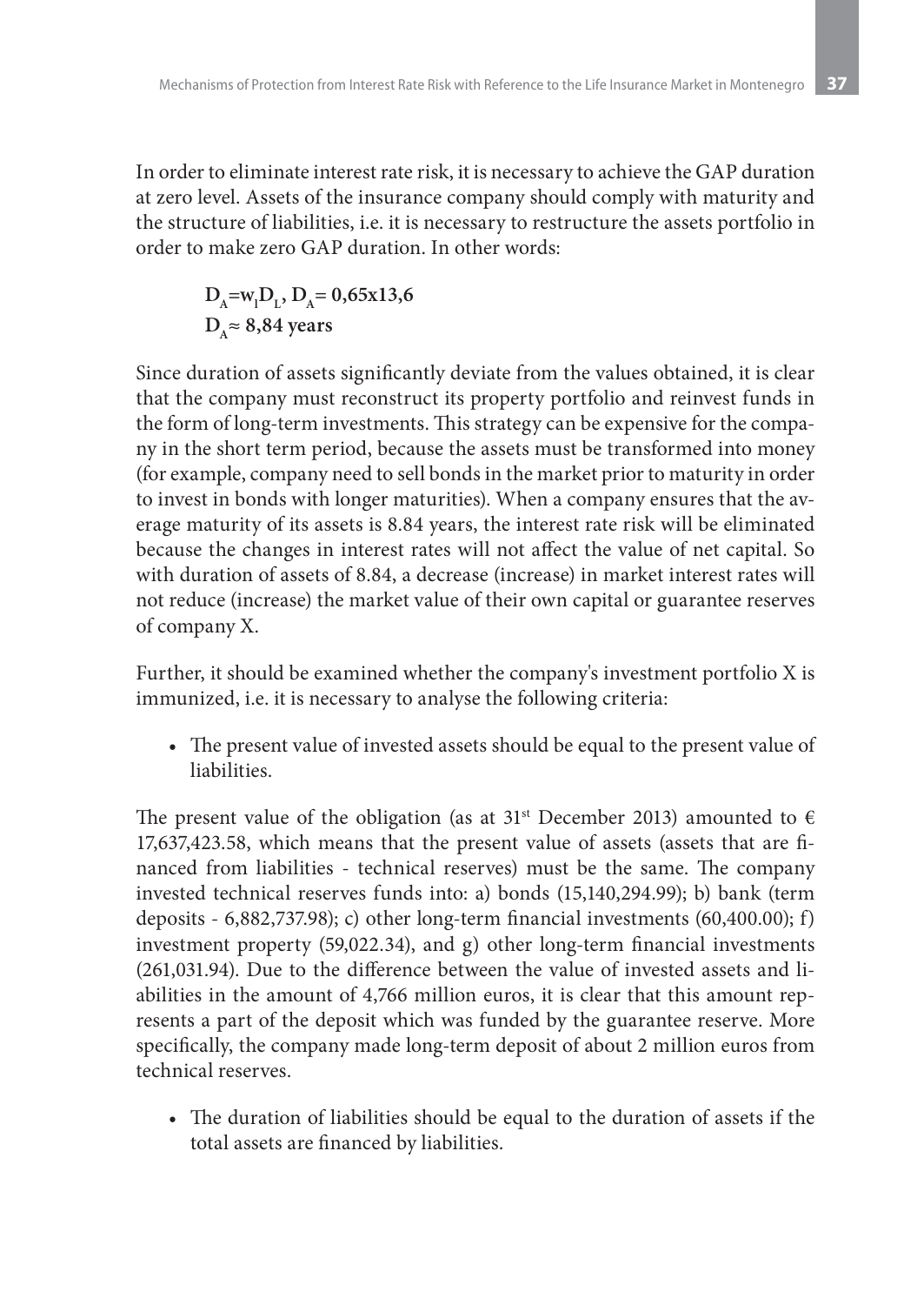In order to eliminate interest rate risk, it is necessary to achieve the GAP duration at zero level. Assets of the insurance company should comply with maturity and the structure of liabilities, i.e. it is necessary to restructure the assets portfolio in order to make zero GAP duration. In other words:

$$D_A = w_l D_L,\ D_A = 0{,}65 \times 13{,}6$$
$$D_A \approx 8{,}84 \text{ years}$$

Since duration of assets significantly deviate from the values obtained, it is clear that the company must reconstruct its property portfolio and reinvest funds in the form of long-term investments. This strategy can be expensive for the company in the short term period, because the assets must be transformed into money (for example, company need to sell bonds in the market prior to maturity in order to invest in bonds with longer maturities). When a company ensures that the average maturity of its assets is 8.84 years, the interest rate risk will be eliminated because the changes in interest rates will not affect the value of net capital. So with duration of assets of 8.84, a decrease (increase) in market interest rates will not reduce (increase) the market value of their own capital or guarantee reserves of company X.

Further, it should be examined whether the company's investment portfolio X is immunized, i.e. it is necessary to analyse the following criteria:

- The present value of invested assets should be equal to the present value of liabilities.

The present value of the obligation (as at 31st December 2013) amounted to € 17,637,423.58, which means that the present value of assets (assets that are financed from liabilities - technical reserves) must be the same. The company invested technical reserves funds into: a) bonds (15,140,294.99); b) bank (term deposits - 6,882,737.98); c) other long-term financial investments (60,400.00); f) investment property (59,022.34), and g) other long-term financial investments (261,031.94). Due to the difference between the value of invested assets and liabilities in the amount of 4,766 million euros, it is clear that this amount represents a part of the deposit which was funded by the guarantee reserve. More specifically, the company made long-term deposit of about 2 million euros from technical reserves.

- The duration of liabilities should be equal to the duration of assets if the total assets are financed by liabilities.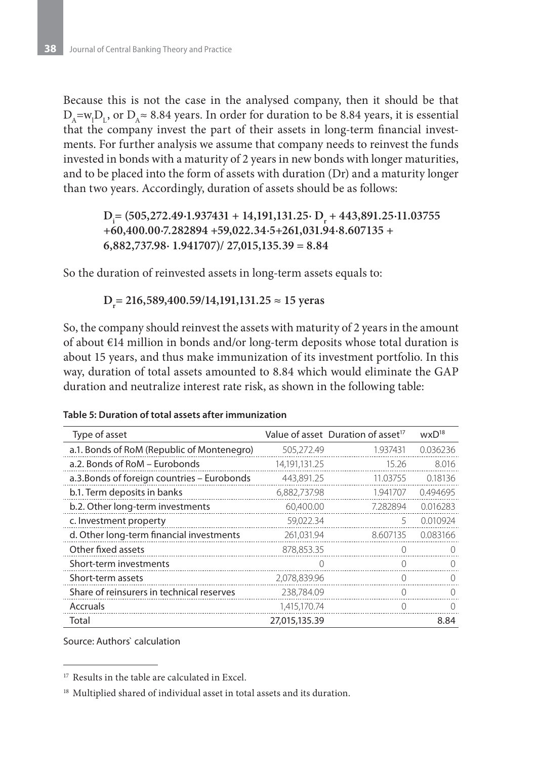Because this is not the case in the analysed company, then it should be that $D_A=w_l D_L$, or $D_A \approx 8.84$ years. In order for duration to be 8.84 years, it is essential that the company invest the part of their assets in long-term financial investments. For further analysis we assume that company needs to reinvest the funds invested in bonds with a maturity of 2 years in new bonds with longer maturities, and to be placed into the form of assets with duration (Dr) and a maturity longer than two years. Accordingly, duration of assets should be as follows:

$$\mathbf{D_i = (505{,}272.49 \cdot 1.937431 + 14{,}191{,}131.25 \cdot D_r + 443{,}891.25 \cdot 11.03755 + 60{,}400.00 \cdot 7.282894 + 59{,}022.34 \cdot 5 + 261{,}031.94 \cdot 8.607135 + 6{,}882{,}737.98 \cdot 1.941707) / 27{,}015{,}135.39 = 8.84}$$

So the duration of reinvested assets in long-term assets equals to:

$$\mathbf{D_r = 216{,}589{,}400.59/14{,}191{,}131.25 \approx 15 \text{ yeras}}$$

So, the company should reinvest the assets with maturity of 2 years in the amount of about €14 million in bonds and/or long-term deposits whose total duration is about 15 years, and thus make immunization of its investment portfolio. In this way, duration of total assets amounted to 8.84 which would eliminate the GAP duration and neutralize interest rate risk, as shown in the following table:

**Table 5: Duration of total assets after immunization**

| Type of asset | Value of asset | Duration of asset[17] | wxD[18] |
|---|---|---|---|
| a.1. Bonds of RoM (Republic of Montenegro) | 505,272.49 | 1.937431 | 0.036236 |
| a.2. Bonds of RoM – Eurobonds | 14,191,131.25 | 15.26 | 8.016 |
| a.3.Bonds of foreign countries – Eurobonds | 443,891.25 | 11.03755 | 0.18136 |
| b.1. Term deposits in banks | 6,882,737.98 | 1.941707 | 0.494695 |
| b.2. Other long-term investments | 60,400.00 | 7.282894 | 0.016283 |
| c. Investment property | 59,022.34 | 5 | 0.010924 |
| d. Other long-term financial investments | 261,031.94 | 8.607135 | 0.083166 |
| Other fixed assets | 878,853.35 | 0 | 0 |
| Short-term investments | 0 | 0 | 0 |
| Short-term assets | 2,078,839.96 | 0 | 0 |
| Share of reinsurers in technical reserves | 238,784.09 | 0 | 0 |
| Accruals | 1,415,170.74 | 0 | 0 |
| Total | **27,015,135.39** | | **8.84** |

Source: Authors` calculation

[17] Results in the table are calculated in Excel.

[18] Multiplied shared of individual asset in total assets and its duration.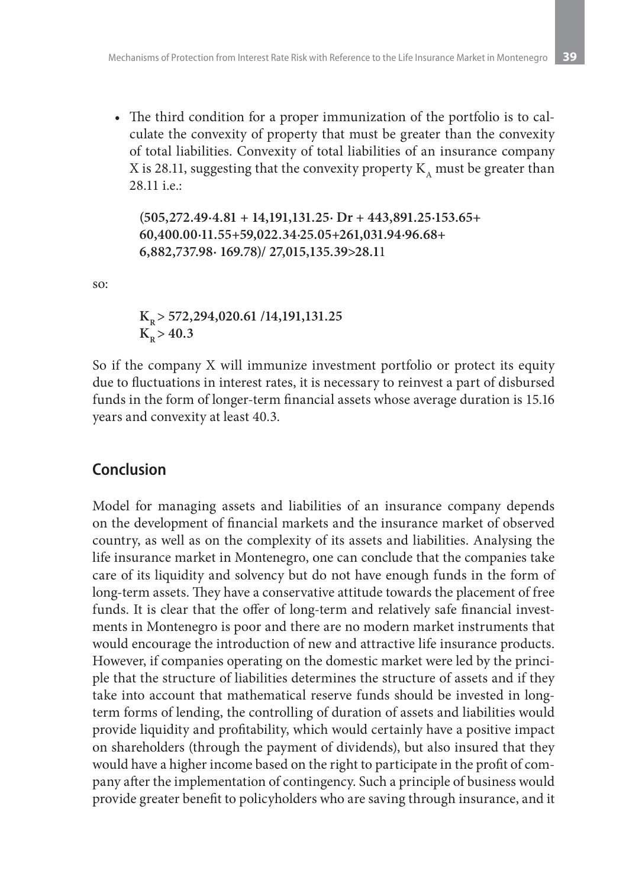- The third condition for a proper immunization of the portfolio is to calculate the convexity of property that must be greater than the convexity of total liabilities. Convexity of total liabilities of an insurance company X is 28.11, suggesting that the convexity property $K_A$ must be greater than 28.11 i.e.:

  $$\mathbf{(505{,}272.49 \cdot 4.81 + 14{,}191{,}131.25 \cdot Dr + 443{,}891.25 \cdot 153.65 + 60{,}400.00 \cdot 11.55 + 59{,}022.34 \cdot 25.05 + 261{,}031.94 \cdot 96.68 + 6{,}882{,}737.98 \cdot 169.78) / 27{,}015{,}135.39 > 28.11}$$

so:

$$\mathbf{K_R > 572{,}294{,}020.61 / 14{,}191{,}131.25}$$
$$\mathbf{K_R > 40.3}$$

So if the company X will immunize investment portfolio or protect its equity due to fluctuations in interest rates, it is necessary to reinvest a part of disbursed funds in the form of longer-term financial assets whose average duration is 15.16 years and convexity at least 40.3.

## Conclusion

Model for managing assets and liabilities of an insurance company depends on the development of financial markets and the insurance market of observed country, as well as on the complexity of its assets and liabilities. Analysing the life insurance market in Montenegro, one can conclude that the companies take care of its liquidity and solvency but do not have enough funds in the form of long-term assets. They have a conservative attitude towards the placement of free funds. It is clear that the offer of long-term and relatively safe financial investments in Montenegro is poor and there are no modern market instruments that would encourage the introduction of new and attractive life insurance products. However, if companies operating on the domestic market were led by the principle that the structure of liabilities determines the structure of assets and if they take into account that mathematical reserve funds should be invested in long-term forms of lending, the controlling of duration of assets and liabilities would provide liquidity and profitability, which would certainly have a positive impact on shareholders (through the payment of dividends), but also insured that they would have a higher income based on the right to participate in the profit of company after the implementation of contingency. Such a principle of business would provide greater benefit to policyholders who are saving through insurance, and it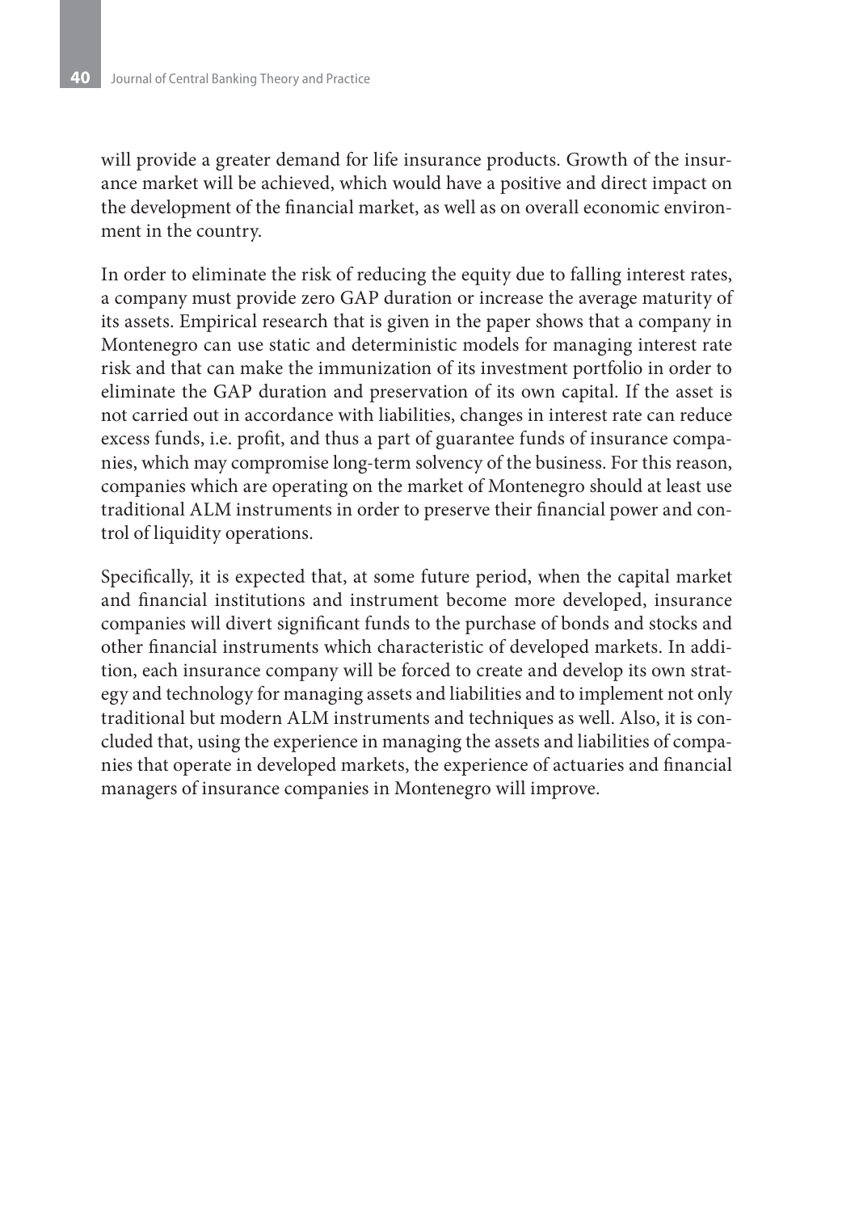will provide a greater demand for life insurance products. Growth of the insurance market will be achieved, which would have a positive and direct impact on the development of the financial market, as well as on overall economic environment in the country.

In order to eliminate the risk of reducing the equity due to falling interest rates, a company must provide zero GAP duration or increase the average maturity of its assets. Empirical research that is given in the paper shows that a company in Montenegro can use static and deterministic models for managing interest rate risk and that can make the immunization of its investment portfolio in order to eliminate the GAP duration and preservation of its own capital. If the asset is not carried out in accordance with liabilities, changes in interest rate can reduce excess funds, i.e. profit, and thus a part of guarantee funds of insurance companies, which may compromise long-term solvency of the business. For this reason, companies which are operating on the market of Montenegro should at least use traditional ALM instruments in order to preserve their financial power and control of liquidity operations.

Specifically, it is expected that, at some future period, when the capital market and financial institutions and instrument become more developed, insurance companies will divert significant funds to the purchase of bonds and stocks and other financial instruments which characteristic of developed markets. In addition, each insurance company will be forced to create and develop its own strategy and technology for managing assets and liabilities and to implement not only traditional but modern ALM instruments and techniques as well. Also, it is concluded that, using the experience in managing the assets and liabilities of companies that operate in developed markets, the experience of actuaries and financial managers of insurance companies in Montenegro will improve.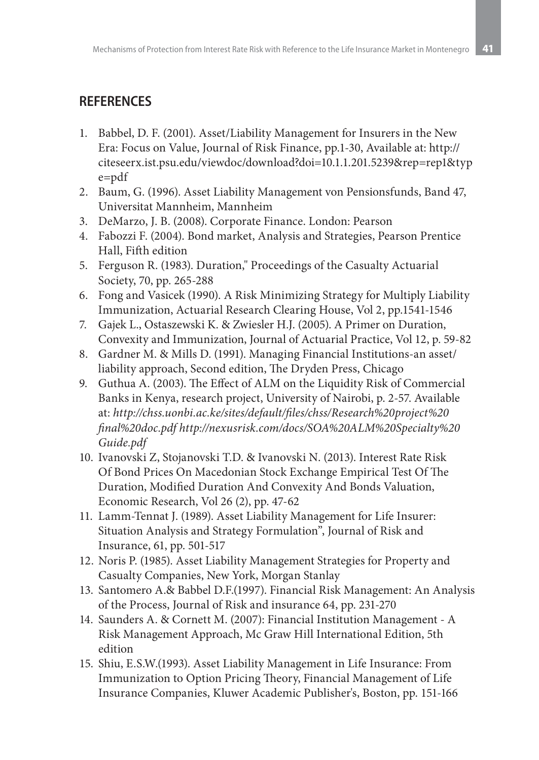## REFERENCES

1. Babbel, D. F. (2001). Asset/Liability Management for Insurers in the New Era: Focus on Value, Journal of Risk Finance, pp.1-30, Available at: http://citeseerx.ist.psu.edu/viewdoc/download?doi=10.1.1.201.5239&rep=rep1&type=pdf
2. Baum, G. (1996). Asset Liability Management von Pensionsfunds, Band 47, Universitat Mannheim, Mannheim
3. DeMarzo, J. B. (2008). Corporate Finance. London: Pearson
4. Fabozzi F. (2004). Bond market, Analysis and Strategies, Pearson Prentice Hall, Fifth edition
5. Ferguson R. (1983). Duration," Proceedings of the Casualty Actuarial Society, 70, pp. 265-288
6. Fong and Vasicek (1990). A Risk Minimizing Strategy for Multiply Liability Immunization, Actuarial Research Clearing House, Vol 2, pp.1541-1546
7. Gajek L., Ostaszewski K. & Zwiesler H.J. (2005). A Primer on Duration, Convexity and Immunization, Journal of Actuarial Practice, Vol 12, p. 59-82
8. Gardner M. & Mills D. (1991). Managing Financial Institutions-an asset/liability approach, Second edition, The Dryden Press, Chicago
9. Guthua A. (2003). The Effect of ALM on the Liquidity Risk of Commercial Banks in Kenya, research project, University of Nairobi, p. 2-57. Available at: *http://chss.uonbi.ac.ke/sites/default/files/chss/Research%20project%20final%20doc.pdf http://nexusrisk.com/docs/SOA%20ALM%20Specialty%20Guide.pdf*
10. Ivanovski Z, Stojanovski T.D. & Ivanovski N. (2013). Interest Rate Risk Of Bond Prices On Macedonian Stock Exchange Empirical Test Of The Duration, Modified Duration And Convexity And Bonds Valuation, Economic Research, Vol 26 (2), pp. 47-62
11. Lamm-Tennat J. (1989). Asset Liability Management for Life Insurer: Situation Analysis and Strategy Formulation", Journal of Risk and Insurance, 61, pp. 501-517
12. Noris P. (1985). Asset Liability Management Strategies for Property and Casualty Companies, New York, Morgan Stanlay
13. Santomero A.& Babbel D.F.(1997). Financial Risk Management: An Analysis of the Process, Journal of Risk and insurance 64, pp. 231-270
14. Saunders A. & Cornett M. (2007): Financial Institution Management - A Risk Management Approach, Mc Graw Hill International Edition, 5th edition
15. Shiu, E.S.W.(1993). Asset Liability Management in Life Insurance: From Immunization to Option Pricing Theory, Financial Management of Life Insurance Companies, Kluwer Academic Publisher's, Boston, pp. 151-166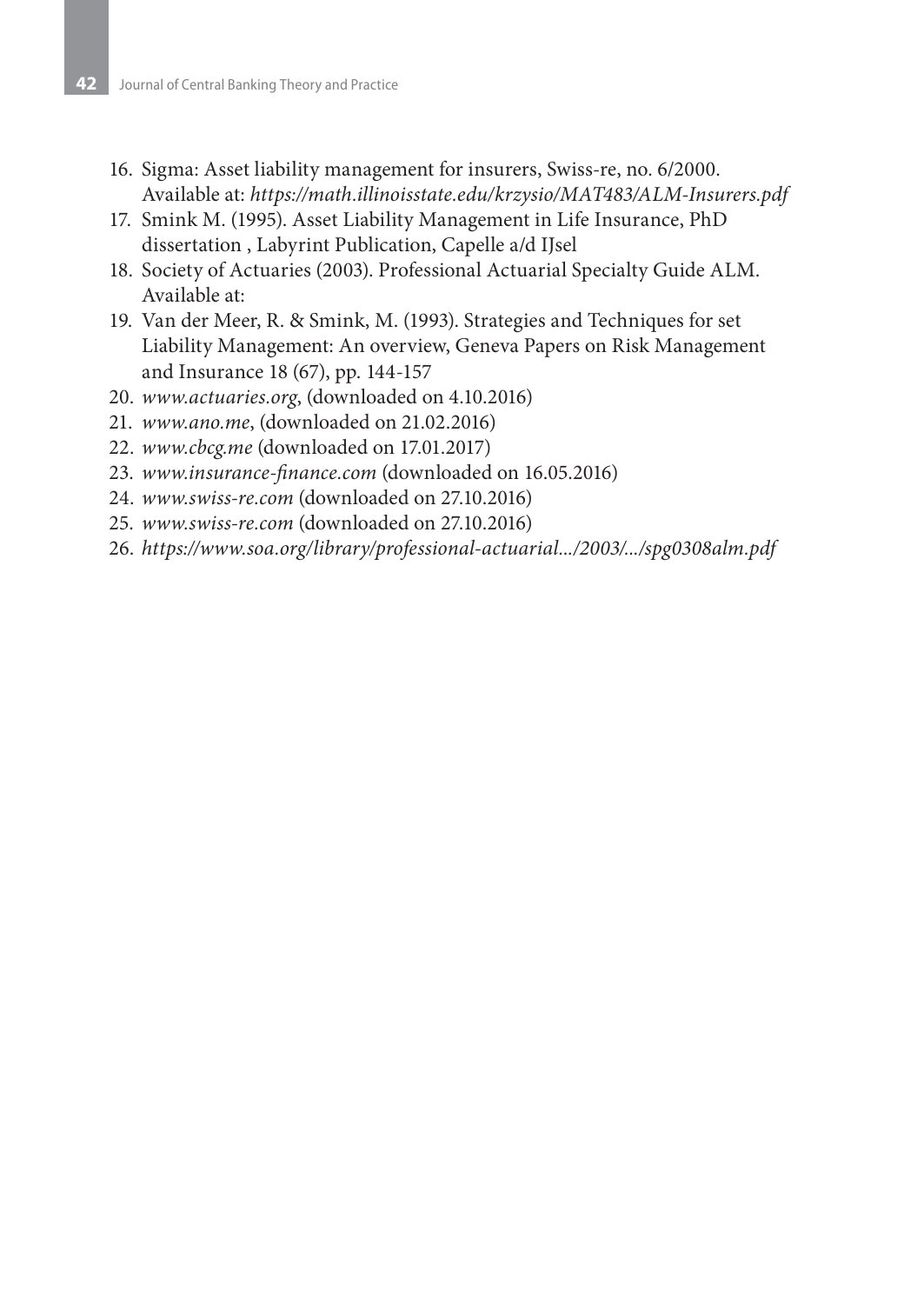16. Sigma: Asset liability management for insurers, Swiss-re, no. 6/2000. Available at: *https://math.illinoisstate.edu/krzysio/MAT483/ALM-Insurers.pdf*
17. Smink M. (1995). Asset Liability Management in Life Insurance, PhD dissertation , Labyrint Publication, Capelle a/d IJsel
18. Society of Actuaries (2003). Professional Actuarial Specialty Guide ALM. Available at:
19. Van der Meer, R. & Smink, M. (1993). Strategies and Techniques for set Liability Management: An overview, Geneva Papers on Risk Management and Insurance 18 (67), pp. 144-157
20. *www.actuaries.org*, (downloaded on 4.10.2016)
21. *www.ano.me*, (downloaded on 21.02.2016)
22. *www.cbcg.me* (downloaded on 17.01.2017)
23. *www.insurance-finance.com* (downloaded on 16.05.2016)
24. *www.swiss-re.com* (downloaded on 27.10.2016)
25. *www.swiss-re.com* (downloaded on 27.10.2016)
26. *https://www.soa.org/library/professional-actuarial.../2003/.../spg0308alm.pdf*